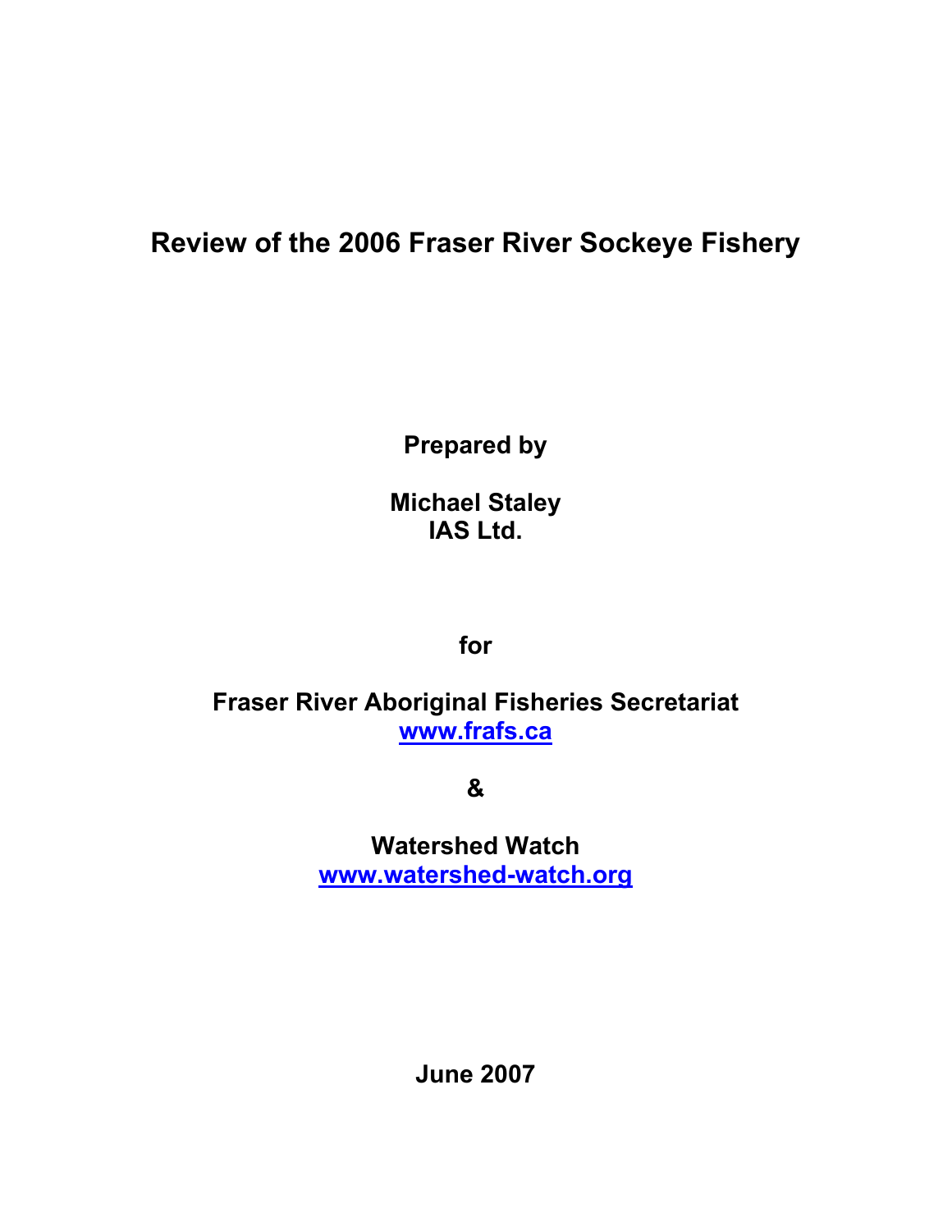# Review of the 2006 Fraser River Sockeye Fishery

**Prepared by**

**Michael Staley**
**IAS Ltd.**

**for**

**Fraser River Aboriginal Fisheries Secretariat**
**www.frafs.ca**

**&**

**Watershed Watch**
**www.watershed-watch.org**

**June 2007**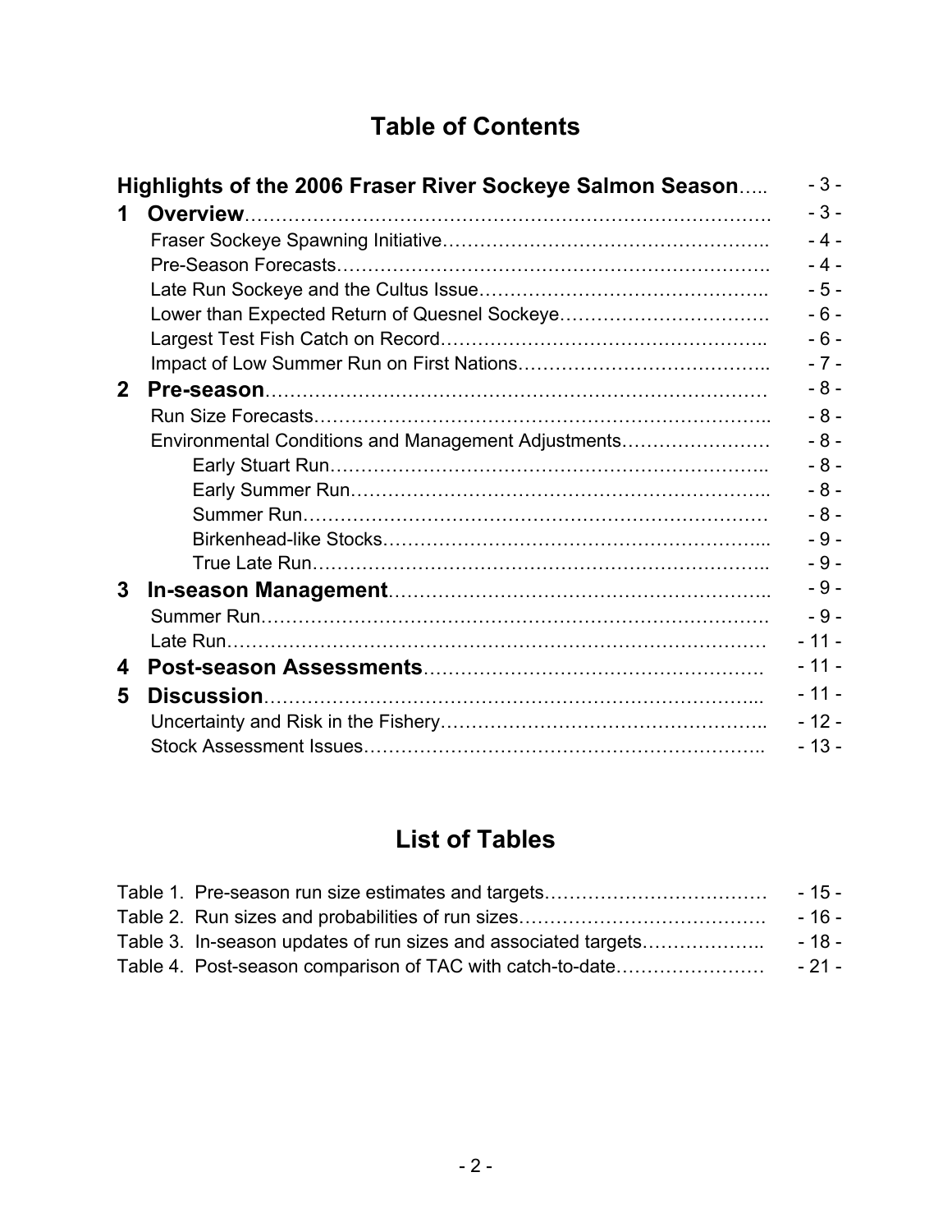# Table of Contents

| | |
|---|---|
| **Highlights of the 2006 Fraser River Sockeye Salmon Season**….. | - 3 - |
| **1 Overview**…………………………………………………………………………. | - 3 - |
| Fraser Sockeye Spawning Initiative…………………………………………….. | - 4 - |
| Pre-Season Forecasts…………………………………………………………. | - 4 - |
| Late Run Sockeye and the Cultus Issue………………………………………. | - 5 - |
| Lower than Expected Return of Quesnel Sockeye……………………………. | - 6 - |
| Largest Test Fish Catch on Record…………………………………………….. | - 6 - |
| Impact of Low Summer Run on First Nations………………………………….. | - 7 - |
| **2 Pre-season**……………………………………………………………………… | - 8 - |
| Run Size Forecasts……………………………………………………………….. | - 8 - |
| Environmental Conditions and Management Adjustments…………………… | - 8 - |
| Early Stuart Run…………………………………………………………….. | - 8 - |
| Early Summer Run………………………………………………………….. | - 8 - |
| Summer Run………………………………………………………………… | - 8 - |
| Birkenhead-like Stocks……………………………………………………... | - 9 - |
| True Late Run……………………………………………………………….. | - 9 - |
| **3 In-season Management**………………………………………………….. | - 9 - |
| Summer Run………………………………………………………………………… | - 9 - |
| Late Run……………………………………………………………………………… | - 11 - |
| **4 Post-season Assessments**……………………………………………. | - 11 - |
| **5 Discussion**…………………………………………………………………... | - 11 - |
| Uncertainty and Risk in the Fishery…………………………………………….. | - 12 - |
| Stock Assessment Issues……………………………………………………….. | - 13 - |

# List of Tables

| | |
|---|---|
| Table 1. Pre-season run size estimates and targets……………………………… | - 15 - |
| Table 2. Run sizes and probabilities of run sizes…………………………………. | - 16 - |
| Table 3. In-season updates of run sizes and associated targets……………….. | - 18 - |
| Table 4. Post-season comparison of TAC with catch-to-date…………………… | - 21 - |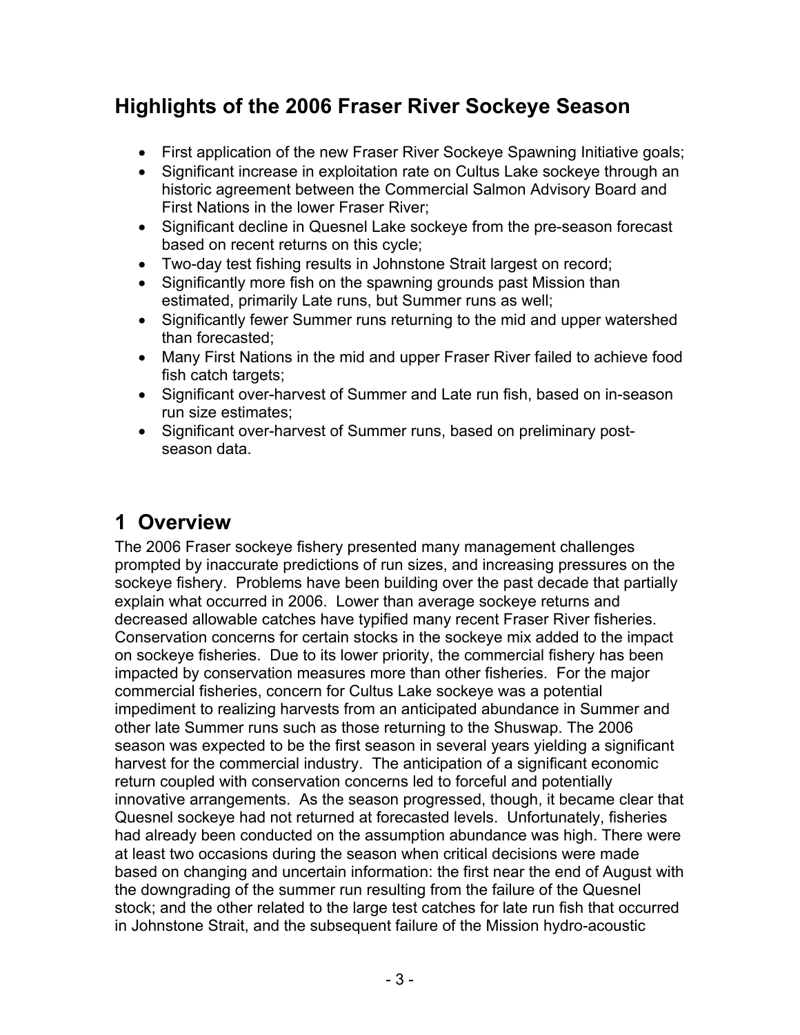## Highlights of the 2006 Fraser River Sockeye Season

- First application of the new Fraser River Sockeye Spawning Initiative goals;
- Significant increase in exploitation rate on Cultus Lake sockeye through an historic agreement between the Commercial Salmon Advisory Board and First Nations in the lower Fraser River;
- Significant decline in Quesnel Lake sockeye from the pre-season forecast based on recent returns on this cycle;
- Two-day test fishing results in Johnstone Strait largest on record;
- Significantly more fish on the spawning grounds past Mission than estimated, primarily Late runs, but Summer runs as well;
- Significantly fewer Summer runs returning to the mid and upper watershed than forecasted;
- Many First Nations in the mid and upper Fraser River failed to achieve food fish catch targets;
- Significant over-harvest of Summer and Late run fish, based on in-season run size estimates;
- Significant over-harvest of Summer runs, based on preliminary post-season data.

# 1 Overview

The 2006 Fraser sockeye fishery presented many management challenges prompted by inaccurate predictions of run sizes, and increasing pressures on the sockeye fishery. Problems have been building over the past decade that partially explain what occurred in 2006. Lower than average sockeye returns and decreased allowable catches have typified many recent Fraser River fisheries. Conservation concerns for certain stocks in the sockeye mix added to the impact on sockeye fisheries. Due to its lower priority, the commercial fishery has been impacted by conservation measures more than other fisheries. For the major commercial fisheries, concern for Cultus Lake sockeye was a potential impediment to realizing harvests from an anticipated abundance in Summer and other late Summer runs such as those returning to the Shuswap. The 2006 season was expected to be the first season in several years yielding a significant harvest for the commercial industry. The anticipation of a significant economic return coupled with conservation concerns led to forceful and potentially innovative arrangements. As the season progressed, though, it became clear that Quesnel sockeye had not returned at forecasted levels. Unfortunately, fisheries had already been conducted on the assumption abundance was high. There were at least two occasions during the season when critical decisions were made based on changing and uncertain information: the first near the end of August with the downgrading of the summer run resulting from the failure of the Quesnel stock; and the other related to the large test catches for late run fish that occurred in Johnstone Strait, and the subsequent failure of the Mission hydro-acoustic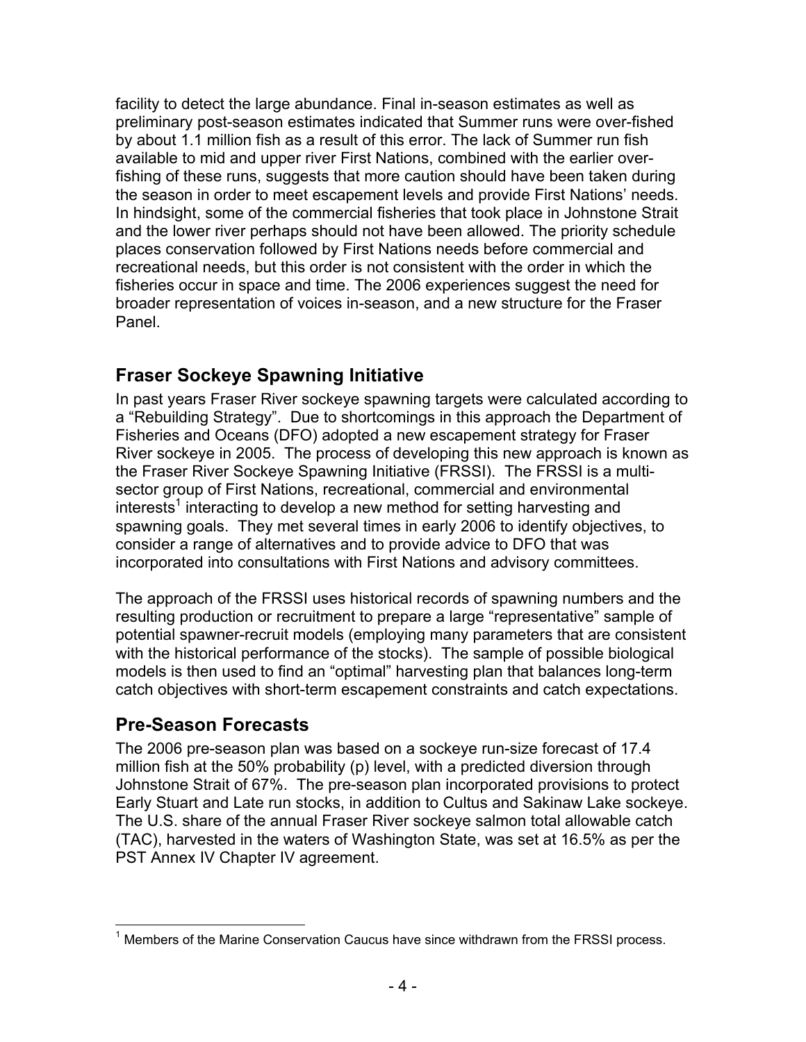facility to detect the large abundance. Final in-season estimates as well as preliminary post-season estimates indicated that Summer runs were over-fished by about 1.1 million fish as a result of this error. The lack of Summer run fish available to mid and upper river First Nations, combined with the earlier over-fishing of these runs, suggests that more caution should have been taken during the season in order to meet escapement levels and provide First Nations' needs. In hindsight, some of the commercial fisheries that took place in Johnstone Strait and the lower river perhaps should not have been allowed. The priority schedule places conservation followed by First Nations needs before commercial and recreational needs, but this order is not consistent with the order in which the fisheries occur in space and time. The 2006 experiences suggest the need for broader representation of voices in-season, and a new structure for the Fraser Panel.

## Fraser Sockeye Spawning Initiative

In past years Fraser River sockeye spawning targets were calculated according to a "Rebuilding Strategy". Due to shortcomings in this approach the Department of Fisheries and Oceans (DFO) adopted a new escapement strategy for Fraser River sockeye in 2005. The process of developing this new approach is known as the Fraser River Sockeye Spawning Initiative (FRSSI). The FRSSI is a multi-sector group of First Nations, recreational, commercial and environmental interests[1] interacting to develop a new method for setting harvesting and spawning goals. They met several times in early 2006 to identify objectives, to consider a range of alternatives and to provide advice to DFO that was incorporated into consultations with First Nations and advisory committees.

The approach of the FRSSI uses historical records of spawning numbers and the resulting production or recruitment to prepare a large "representative" sample of potential spawner-recruit models (employing many parameters that are consistent with the historical performance of the stocks). The sample of possible biological models is then used to find an "optimal" harvesting plan that balances long-term catch objectives with short-term escapement constraints and catch expectations.

## Pre-Season Forecasts

The 2006 pre-season plan was based on a sockeye run-size forecast of 17.4 million fish at the 50% probability (p) level, with a predicted diversion through Johnstone Strait of 67%. The pre-season plan incorporated provisions to protect Early Stuart and Late run stocks, in addition to Cultus and Sakinaw Lake sockeye. The U.S. share of the annual Fraser River sockeye salmon total allowable catch (TAC), harvested in the waters of Washington State, was set at 16.5% as per the PST Annex IV Chapter IV agreement.

[1] Members of the Marine Conservation Caucus have since withdrawn from the FRSSI process.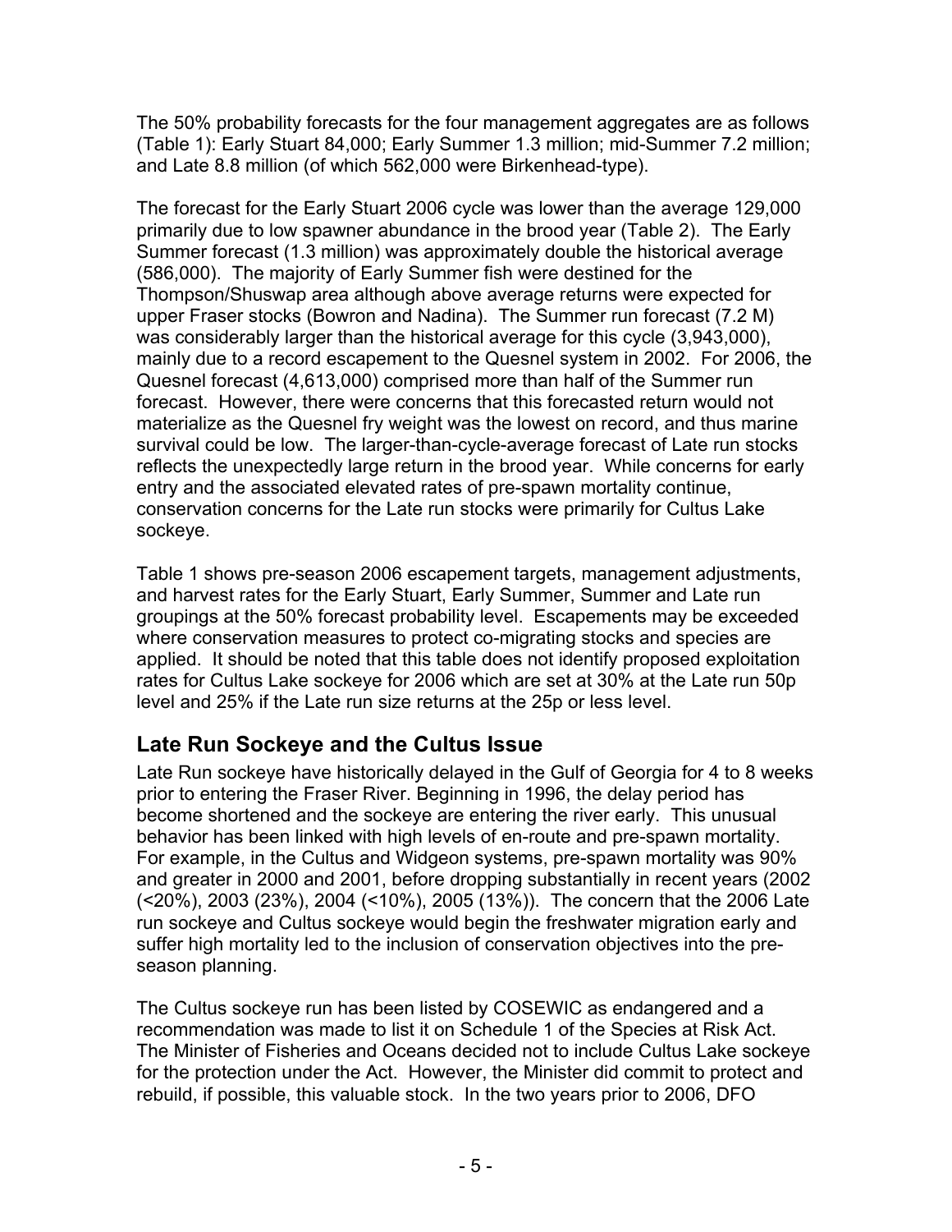The 50% probability forecasts for the four management aggregates are as follows (Table 1): Early Stuart 84,000; Early Summer 1.3 million; mid-Summer 7.2 million; and Late 8.8 million (of which 562,000 were Birkenhead-type).

The forecast for the Early Stuart 2006 cycle was lower than the average 129,000 primarily due to low spawner abundance in the brood year (Table 2). The Early Summer forecast (1.3 million) was approximately double the historical average (586,000). The majority of Early Summer fish were destined for the Thompson/Shuswap area although above average returns were expected for upper Fraser stocks (Bowron and Nadina). The Summer run forecast (7.2 M) was considerably larger than the historical average for this cycle (3,943,000), mainly due to a record escapement to the Quesnel system in 2002. For 2006, the Quesnel forecast (4,613,000) comprised more than half of the Summer run forecast. However, there were concerns that this forecasted return would not materialize as the Quesnel fry weight was the lowest on record, and thus marine survival could be low. The larger-than-cycle-average forecast of Late run stocks reflects the unexpectedly large return in the brood year. While concerns for early entry and the associated elevated rates of pre-spawn mortality continue, conservation concerns for the Late run stocks were primarily for Cultus Lake sockeye.

Table 1 shows pre-season 2006 escapement targets, management adjustments, and harvest rates for the Early Stuart, Early Summer, Summer and Late run groupings at the 50% forecast probability level. Escapements may be exceeded where conservation measures to protect co-migrating stocks and species are applied. It should be noted that this table does not identify proposed exploitation rates for Cultus Lake sockeye for 2006 which are set at 30% at the Late run 50p level and 25% if the Late run size returns at the 25p or less level.

## Late Run Sockeye and the Cultus Issue

Late Run sockeye have historically delayed in the Gulf of Georgia for 4 to 8 weeks prior to entering the Fraser River. Beginning in 1996, the delay period has become shortened and the sockeye are entering the river early. This unusual behavior has been linked with high levels of en-route and pre-spawn mortality. For example, in the Cultus and Widgeon systems, pre-spawn mortality was 90% and greater in 2000 and 2001, before dropping substantially in recent years (2002 (<20%), 2003 (23%), 2004 (<10%), 2005 (13%)). The concern that the 2006 Late run sockeye and Cultus sockeye would begin the freshwater migration early and suffer high mortality led to the inclusion of conservation objectives into the pre-season planning.

The Cultus sockeye run has been listed by COSEWIC as endangered and a recommendation was made to list it on Schedule 1 of the Species at Risk Act. The Minister of Fisheries and Oceans decided not to include Cultus Lake sockeye for the protection under the Act. However, the Minister did commit to protect and rebuild, if possible, this valuable stock. In the two years prior to 2006, DFO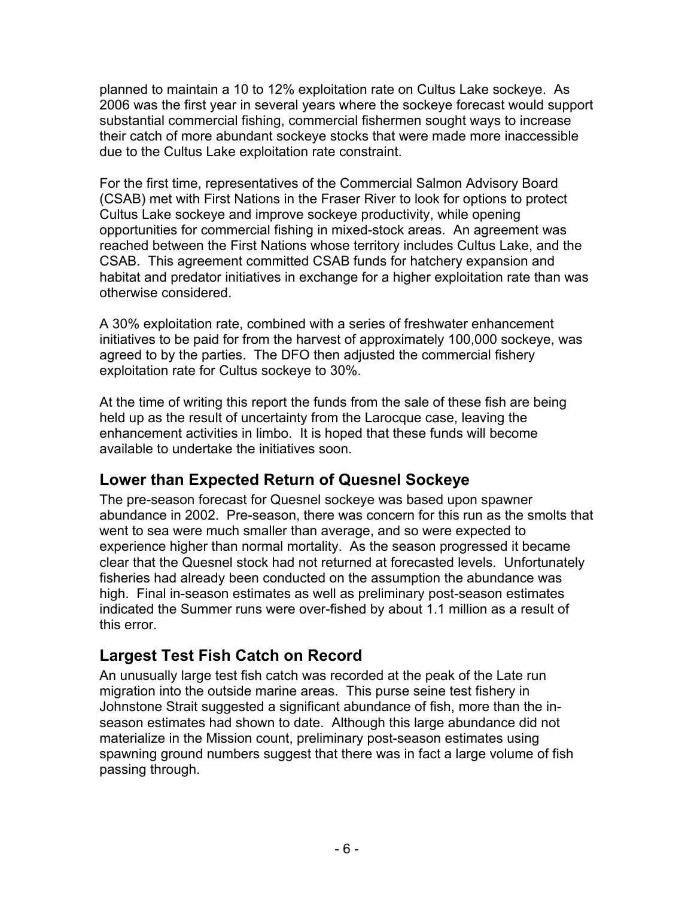planned to maintain a 10 to 12% exploitation rate on Cultus Lake sockeye. As 2006 was the first year in several years where the sockeye forecast would support substantial commercial fishing, commercial fishermen sought ways to increase their catch of more abundant sockeye stocks that were made more inaccessible due to the Cultus Lake exploitation rate constraint.

For the first time, representatives of the Commercial Salmon Advisory Board (CSAB) met with First Nations in the Fraser River to look for options to protect Cultus Lake sockeye and improve sockeye productivity, while opening opportunities for commercial fishing in mixed-stock areas. An agreement was reached between the First Nations whose territory includes Cultus Lake, and the CSAB. This agreement committed CSAB funds for hatchery expansion and habitat and predator initiatives in exchange for a higher exploitation rate than was otherwise considered.

A 30% exploitation rate, combined with a series of freshwater enhancement initiatives to be paid for from the harvest of approximately 100,000 sockeye, was agreed to by the parties. The DFO then adjusted the commercial fishery exploitation rate for Cultus sockeye to 30%.

At the time of writing this report the funds from the sale of these fish are being held up as the result of uncertainty from the Larocque case, leaving the enhancement activities in limbo. It is hoped that these funds will become available to undertake the initiatives soon.

## Lower than Expected Return of Quesnel Sockeye

The pre-season forecast for Quesnel sockeye was based upon spawner abundance in 2002. Pre-season, there was concern for this run as the smolts that went to sea were much smaller than average, and so were expected to experience higher than normal mortality. As the season progressed it became clear that the Quesnel stock had not returned at forecasted levels. Unfortunately fisheries had already been conducted on the assumption the abundance was high. Final in-season estimates as well as preliminary post-season estimates indicated the Summer runs were over-fished by about 1.1 million as a result of this error.

## Largest Test Fish Catch on Record

An unusually large test fish catch was recorded at the peak of the Late run migration into the outside marine areas. This purse seine test fishery in Johnstone Strait suggested a significant abundance of fish, more than the in-season estimates had shown to date. Although this large abundance did not materialize in the Mission count, preliminary post-season estimates using spawning ground numbers suggest that there was in fact a large volume of fish passing through.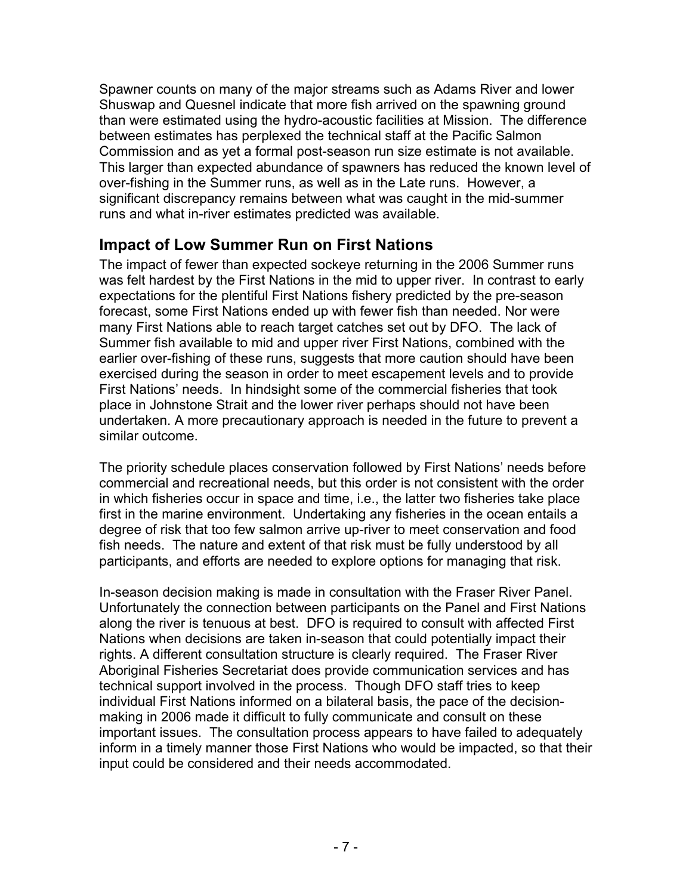Spawner counts on many of the major streams such as Adams River and lower Shuswap and Quesnel indicate that more fish arrived on the spawning ground than were estimated using the hydro-acoustic facilities at Mission. The difference between estimates has perplexed the technical staff at the Pacific Salmon Commission and as yet a formal post-season run size estimate is not available. This larger than expected abundance of spawners has reduced the known level of over-fishing in the Summer runs, as well as in the Late runs. However, a significant discrepancy remains between what was caught in the mid-summer runs and what in-river estimates predicted was available.

## Impact of Low Summer Run on First Nations

The impact of fewer than expected sockeye returning in the 2006 Summer runs was felt hardest by the First Nations in the mid to upper river. In contrast to early expectations for the plentiful First Nations fishery predicted by the pre-season forecast, some First Nations ended up with fewer fish than needed. Nor were many First Nations able to reach target catches set out by DFO. The lack of Summer fish available to mid and upper river First Nations, combined with the earlier over-fishing of these runs, suggests that more caution should have been exercised during the season in order to meet escapement levels and to provide First Nations' needs. In hindsight some of the commercial fisheries that took place in Johnstone Strait and the lower river perhaps should not have been undertaken. A more precautionary approach is needed in the future to prevent a similar outcome.

The priority schedule places conservation followed by First Nations' needs before commercial and recreational needs, but this order is not consistent with the order in which fisheries occur in space and time, i.e., the latter two fisheries take place first in the marine environment. Undertaking any fisheries in the ocean entails a degree of risk that too few salmon arrive up-river to meet conservation and food fish needs. The nature and extent of that risk must be fully understood by all participants, and efforts are needed to explore options for managing that risk.

In-season decision making is made in consultation with the Fraser River Panel. Unfortunately the connection between participants on the Panel and First Nations along the river is tenuous at best. DFO is required to consult with affected First Nations when decisions are taken in-season that could potentially impact their rights. A different consultation structure is clearly required. The Fraser River Aboriginal Fisheries Secretariat does provide communication services and has technical support involved in the process. Though DFO staff tries to keep individual First Nations informed on a bilateral basis, the pace of the decision-making in 2006 made it difficult to fully communicate and consult on these important issues. The consultation process appears to have failed to adequately inform in a timely manner those First Nations who would be impacted, so that their input could be considered and their needs accommodated.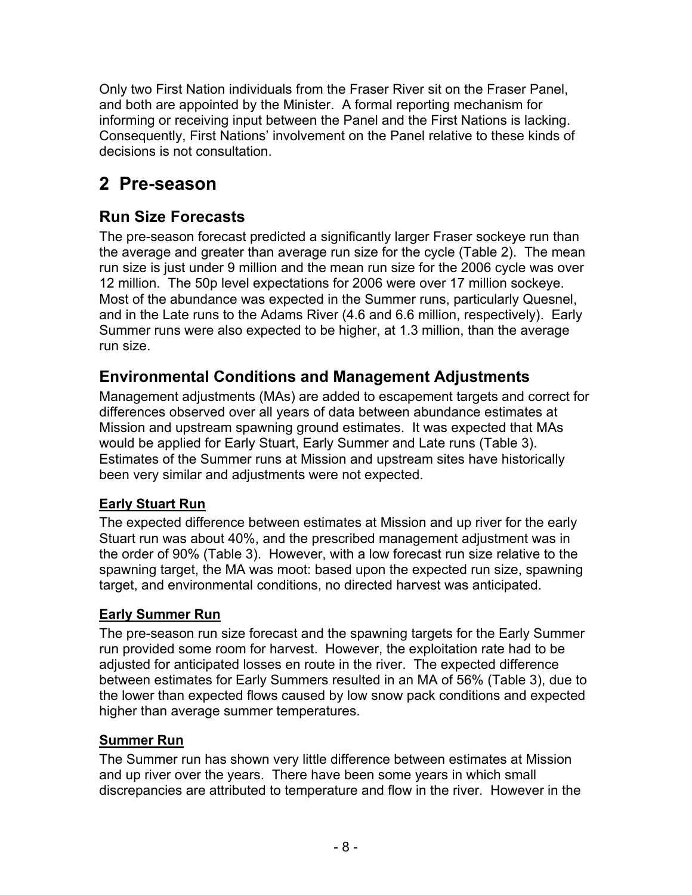Only two First Nation individuals from the Fraser River sit on the Fraser Panel, and both are appointed by the Minister. A formal reporting mechanism for informing or receiving input between the Panel and the First Nations is lacking. Consequently, First Nations' involvement on the Panel relative to these kinds of decisions is not consultation.

# 2 Pre-season

## Run Size Forecasts

The pre-season forecast predicted a significantly larger Fraser sockeye run than the average and greater than average run size for the cycle (Table 2). The mean run size is just under 9 million and the mean run size for the 2006 cycle was over 12 million. The 50p level expectations for 2006 were over 17 million sockeye. Most of the abundance was expected in the Summer runs, particularly Quesnel, and in the Late runs to the Adams River (4.6 and 6.6 million, respectively). Early Summer runs were also expected to be higher, at 1.3 million, than the average run size.

## Environmental Conditions and Management Adjustments

Management adjustments (MAs) are added to escapement targets and correct for differences observed over all years of data between abundance estimates at Mission and upstream spawning ground estimates. It was expected that MAs would be applied for Early Stuart, Early Summer and Late runs (Table 3). Estimates of the Summer runs at Mission and upstream sites have historically been very similar and adjustments were not expected.

### Early Stuart Run

The expected difference between estimates at Mission and up river for the early Stuart run was about 40%, and the prescribed management adjustment was in the order of 90% (Table 3). However, with a low forecast run size relative to the spawning target, the MA was moot: based upon the expected run size, spawning target, and environmental conditions, no directed harvest was anticipated.

### Early Summer Run

The pre-season run size forecast and the spawning targets for the Early Summer run provided some room for harvest. However, the exploitation rate had to be adjusted for anticipated losses en route in the river. The expected difference between estimates for Early Summers resulted in an MA of 56% (Table 3), due to the lower than expected flows caused by low snow pack conditions and expected higher than average summer temperatures.

### Summer Run

The Summer run has shown very little difference between estimates at Mission and up river over the years. There have been some years in which small discrepancies are attributed to temperature and flow in the river. However in the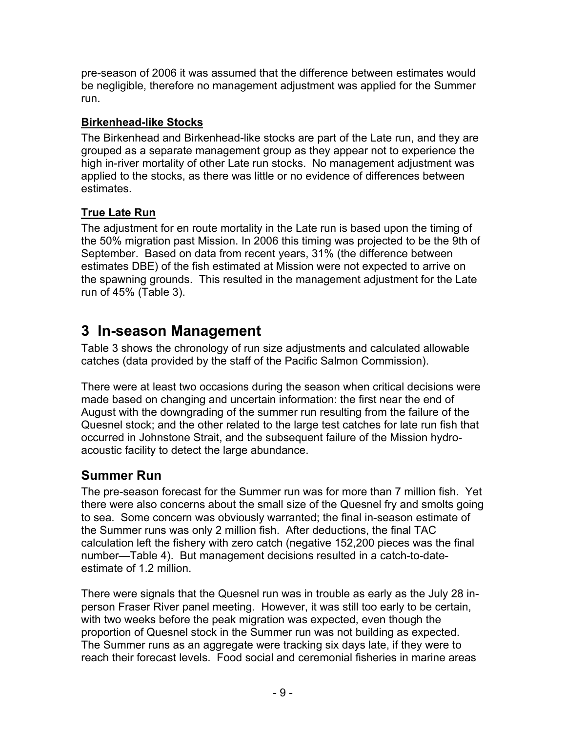pre-season of 2006 it was assumed that the difference between estimates would be negligible, therefore no management adjustment was applied for the Summer run.

### **Birkenhead-like Stocks**

The Birkenhead and Birkenhead-like stocks are part of the Late run, and they are grouped as a separate management group as they appear not to experience the high in-river mortality of other Late run stocks. No management adjustment was applied to the stocks, as there was little or no evidence of differences between estimates.

### **True Late Run**

The adjustment for en route mortality in the Late run is based upon the timing of the 50% migration past Mission. In 2006 this timing was projected to be the 9th of September. Based on data from recent years, 31% (the difference between estimates DBE) of the fish estimated at Mission were not expected to arrive on the spawning grounds. This resulted in the management adjustment for the Late run of 45% (Table 3).

# 3 In-season Management

Table 3 shows the chronology of run size adjustments and calculated allowable catches (data provided by the staff of the Pacific Salmon Commission).

There were at least two occasions during the season when critical decisions were made based on changing and uncertain information: the first near the end of August with the downgrading of the summer run resulting from the failure of the Quesnel stock; and the other related to the large test catches for late run fish that occurred in Johnstone Strait, and the subsequent failure of the Mission hydro-acoustic facility to detect the large abundance.

## Summer Run

The pre-season forecast for the Summer run was for more than 7 million fish. Yet there were also concerns about the small size of the Quesnel fry and smolts going to sea. Some concern was obviously warranted; the final in-season estimate of the Summer runs was only 2 million fish. After deductions, the final TAC calculation left the fishery with zero catch (negative 152,200 pieces was the final number—Table 4). But management decisions resulted in a catch-to-date-estimate of 1.2 million.

There were signals that the Quesnel run was in trouble as early as the July 28 in-person Fraser River panel meeting. However, it was still too early to be certain, with two weeks before the peak migration was expected, even though the proportion of Quesnel stock in the Summer run was not building as expected. The Summer runs as an aggregate were tracking six days late, if they were to reach their forecast levels. Food social and ceremonial fisheries in marine areas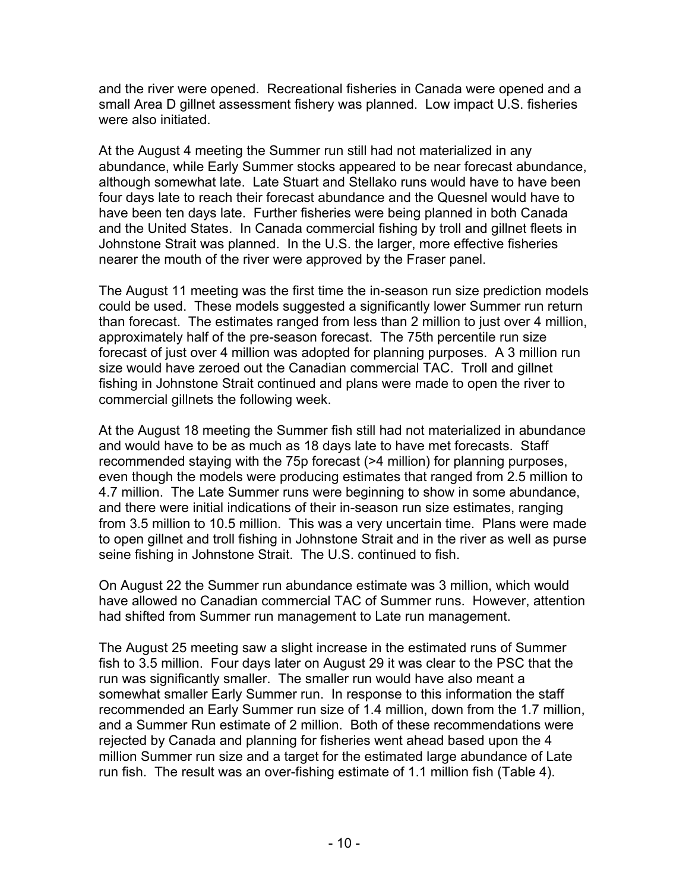and the river were opened. Recreational fisheries in Canada were opened and a small Area D gillnet assessment fishery was planned. Low impact U.S. fisheries were also initiated.

At the August 4 meeting the Summer run still had not materialized in any abundance, while Early Summer stocks appeared to be near forecast abundance, although somewhat late. Late Stuart and Stellako runs would have to have been four days late to reach their forecast abundance and the Quesnel would have to have been ten days late. Further fisheries were being planned in both Canada and the United States. In Canada commercial fishing by troll and gillnet fleets in Johnstone Strait was planned. In the U.S. the larger, more effective fisheries nearer the mouth of the river were approved by the Fraser panel.

The August 11 meeting was the first time the in-season run size prediction models could be used. These models suggested a significantly lower Summer run return than forecast. The estimates ranged from less than 2 million to just over 4 million, approximately half of the pre-season forecast. The 75th percentile run size forecast of just over 4 million was adopted for planning purposes. A 3 million run size would have zeroed out the Canadian commercial TAC. Troll and gillnet fishing in Johnstone Strait continued and plans were made to open the river to commercial gillnets the following week.

At the August 18 meeting the Summer fish still had not materialized in abundance and would have to be as much as 18 days late to have met forecasts. Staff recommended staying with the 75p forecast (>4 million) for planning purposes, even though the models were producing estimates that ranged from 2.5 million to 4.7 million. The Late Summer runs were beginning to show in some abundance, and there were initial indications of their in-season run size estimates, ranging from 3.5 million to 10.5 million. This was a very uncertain time. Plans were made to open gillnet and troll fishing in Johnstone Strait and in the river as well as purse seine fishing in Johnstone Strait. The U.S. continued to fish.

On August 22 the Summer run abundance estimate was 3 million, which would have allowed no Canadian commercial TAC of Summer runs. However, attention had shifted from Summer run management to Late run management.

The August 25 meeting saw a slight increase in the estimated runs of Summer fish to 3.5 million. Four days later on August 29 it was clear to the PSC that the run was significantly smaller. The smaller run would have also meant a somewhat smaller Early Summer run. In response to this information the staff recommended an Early Summer run size of 1.4 million, down from the 1.7 million, and a Summer Run estimate of 2 million. Both of these recommendations were rejected by Canada and planning for fisheries went ahead based upon the 4 million Summer run size and a target for the estimated large abundance of Late run fish. The result was an over-fishing estimate of 1.1 million fish (Table 4).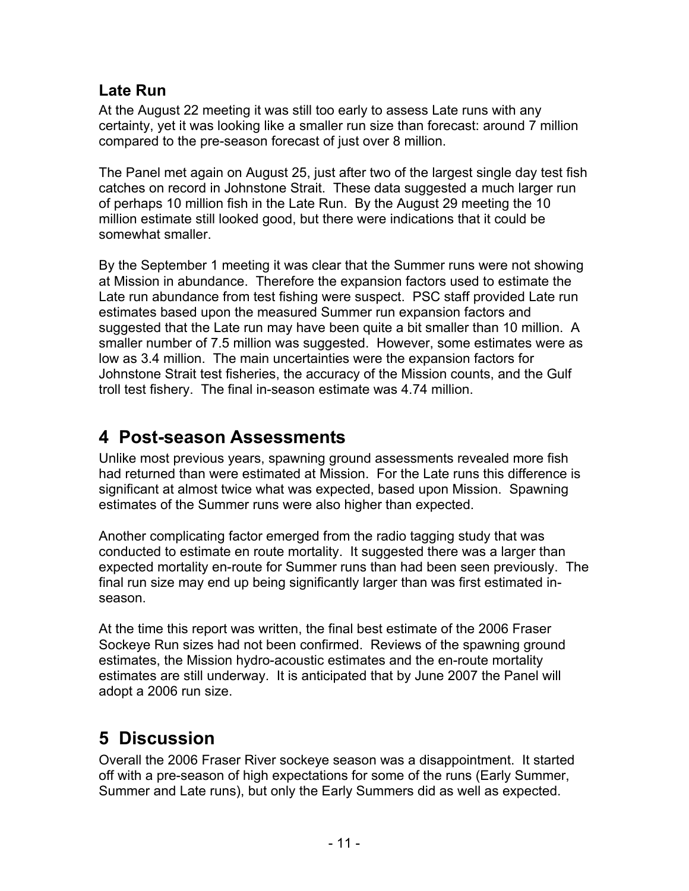### Late Run

At the August 22 meeting it was still too early to assess Late runs with any certainty, yet it was looking like a smaller run size than forecast: around 7 million compared to the pre-season forecast of just over 8 million.

The Panel met again on August 25, just after two of the largest single day test fish catches on record in Johnstone Strait. These data suggested a much larger run of perhaps 10 million fish in the Late Run. By the August 29 meeting the 10 million estimate still looked good, but there were indications that it could be somewhat smaller.

By the September 1 meeting it was clear that the Summer runs were not showing at Mission in abundance. Therefore the expansion factors used to estimate the Late run abundance from test fishing were suspect. PSC staff provided Late run estimates based upon the measured Summer run expansion factors and suggested that the Late run may have been quite a bit smaller than 10 million. A smaller number of 7.5 million was suggested. However, some estimates were as low as 3.4 million. The main uncertainties were the expansion factors for Johnstone Strait test fisheries, the accuracy of the Mission counts, and the Gulf troll test fishery. The final in-season estimate was 4.74 million.

## 4 Post-season Assessments

Unlike most previous years, spawning ground assessments revealed more fish had returned than were estimated at Mission. For the Late runs this difference is significant at almost twice what was expected, based upon Mission. Spawning estimates of the Summer runs were also higher than expected.

Another complicating factor emerged from the radio tagging study that was conducted to estimate en route mortality. It suggested there was a larger than expected mortality en-route for Summer runs than had been seen previously. The final run size may end up being significantly larger than was first estimated in-season.

At the time this report was written, the final best estimate of the 2006 Fraser Sockeye Run sizes had not been confirmed. Reviews of the spawning ground estimates, the Mission hydro-acoustic estimates and the en-route mortality estimates are still underway. It is anticipated that by June 2007 the Panel will adopt a 2006 run size.

## 5 Discussion

Overall the 2006 Fraser River sockeye season was a disappointment. It started off with a pre-season of high expectations for some of the runs (Early Summer, Summer and Late runs), but only the Early Summers did as well as expected.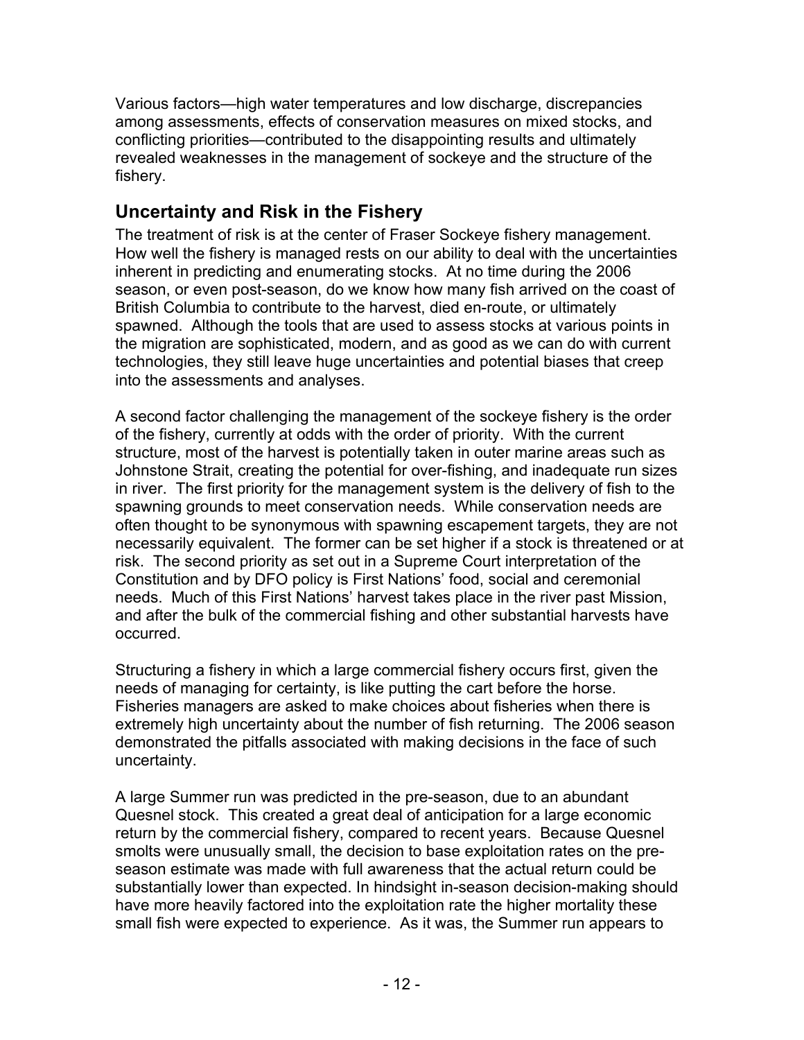Various factors—high water temperatures and low discharge, discrepancies among assessments, effects of conservation measures on mixed stocks, and conflicting priorities—contributed to the disappointing results and ultimately revealed weaknesses in the management of sockeye and the structure of the fishery.

## Uncertainty and Risk in the Fishery

The treatment of risk is at the center of Fraser Sockeye fishery management. How well the fishery is managed rests on our ability to deal with the uncertainties inherent in predicting and enumerating stocks. At no time during the 2006 season, or even post-season, do we know how many fish arrived on the coast of British Columbia to contribute to the harvest, died en-route, or ultimately spawned. Although the tools that are used to assess stocks at various points in the migration are sophisticated, modern, and as good as we can do with current technologies, they still leave huge uncertainties and potential biases that creep into the assessments and analyses.

A second factor challenging the management of the sockeye fishery is the order of the fishery, currently at odds with the order of priority. With the current structure, most of the harvest is potentially taken in outer marine areas such as Johnstone Strait, creating the potential for over-fishing, and inadequate run sizes in river. The first priority for the management system is the delivery of fish to the spawning grounds to meet conservation needs. While conservation needs are often thought to be synonymous with spawning escapement targets, they are not necessarily equivalent. The former can be set higher if a stock is threatened or at risk. The second priority as set out in a Supreme Court interpretation of the Constitution and by DFO policy is First Nations' food, social and ceremonial needs. Much of this First Nations' harvest takes place in the river past Mission, and after the bulk of the commercial fishing and other substantial harvests have occurred.

Structuring a fishery in which a large commercial fishery occurs first, given the needs of managing for certainty, is like putting the cart before the horse. Fisheries managers are asked to make choices about fisheries when there is extremely high uncertainty about the number of fish returning. The 2006 season demonstrated the pitfalls associated with making decisions in the face of such uncertainty.

A large Summer run was predicted in the pre-season, due to an abundant Quesnel stock. This created a great deal of anticipation for a large economic return by the commercial fishery, compared to recent years. Because Quesnel smolts were unusually small, the decision to base exploitation rates on the pre-season estimate was made with full awareness that the actual return could be substantially lower than expected. In hindsight in-season decision-making should have more heavily factored into the exploitation rate the higher mortality these small fish were expected to experience. As it was, the Summer run appears to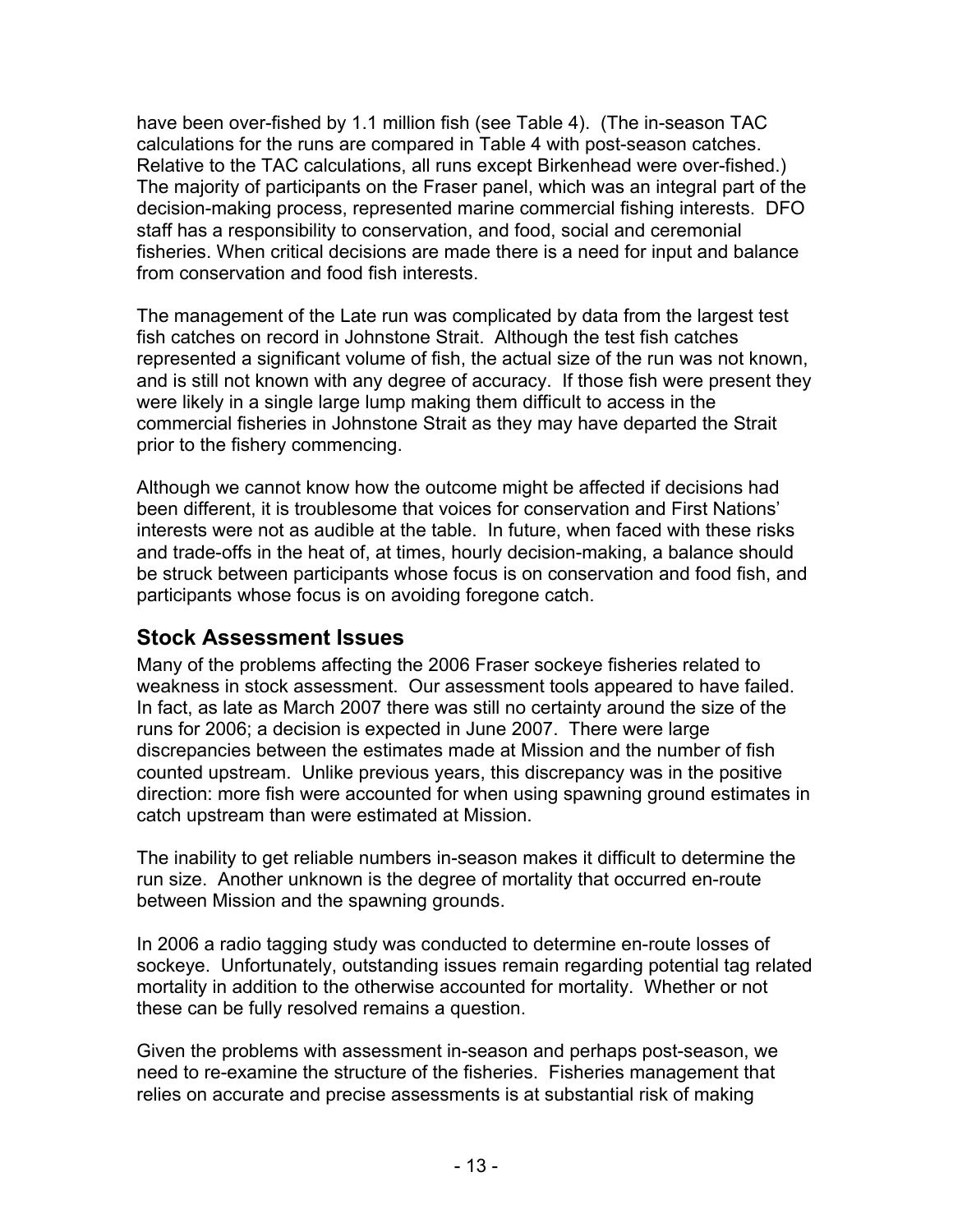have been over-fished by 1.1 million fish (see Table 4). (The in-season TAC calculations for the runs are compared in Table 4 with post-season catches. Relative to the TAC calculations, all runs except Birkenhead were over-fished.) The majority of participants on the Fraser panel, which was an integral part of the decision-making process, represented marine commercial fishing interests. DFO staff has a responsibility to conservation, and food, social and ceremonial fisheries. When critical decisions are made there is a need for input and balance from conservation and food fish interests.

The management of the Late run was complicated by data from the largest test fish catches on record in Johnstone Strait. Although the test fish catches represented a significant volume of fish, the actual size of the run was not known, and is still not known with any degree of accuracy. If those fish were present they were likely in a single large lump making them difficult to access in the commercial fisheries in Johnstone Strait as they may have departed the Strait prior to the fishery commencing.

Although we cannot know how the outcome might be affected if decisions had been different, it is troublesome that voices for conservation and First Nations' interests were not as audible at the table. In future, when faced with these risks and trade-offs in the heat of, at times, hourly decision-making, a balance should be struck between participants whose focus is on conservation and food fish, and participants whose focus is on avoiding foregone catch.

## Stock Assessment Issues

Many of the problems affecting the 2006 Fraser sockeye fisheries related to weakness in stock assessment. Our assessment tools appeared to have failed. In fact, as late as March 2007 there was still no certainty around the size of the runs for 2006; a decision is expected in June 2007. There were large discrepancies between the estimates made at Mission and the number of fish counted upstream. Unlike previous years, this discrepancy was in the positive direction: more fish were accounted for when using spawning ground estimates in catch upstream than were estimated at Mission.

The inability to get reliable numbers in-season makes it difficult to determine the run size. Another unknown is the degree of mortality that occurred en-route between Mission and the spawning grounds.

In 2006 a radio tagging study was conducted to determine en-route losses of sockeye. Unfortunately, outstanding issues remain regarding potential tag related mortality in addition to the otherwise accounted for mortality. Whether or not these can be fully resolved remains a question.

Given the problems with assessment in-season and perhaps post-season, we need to re-examine the structure of the fisheries. Fisheries management that relies on accurate and precise assessments is at substantial risk of making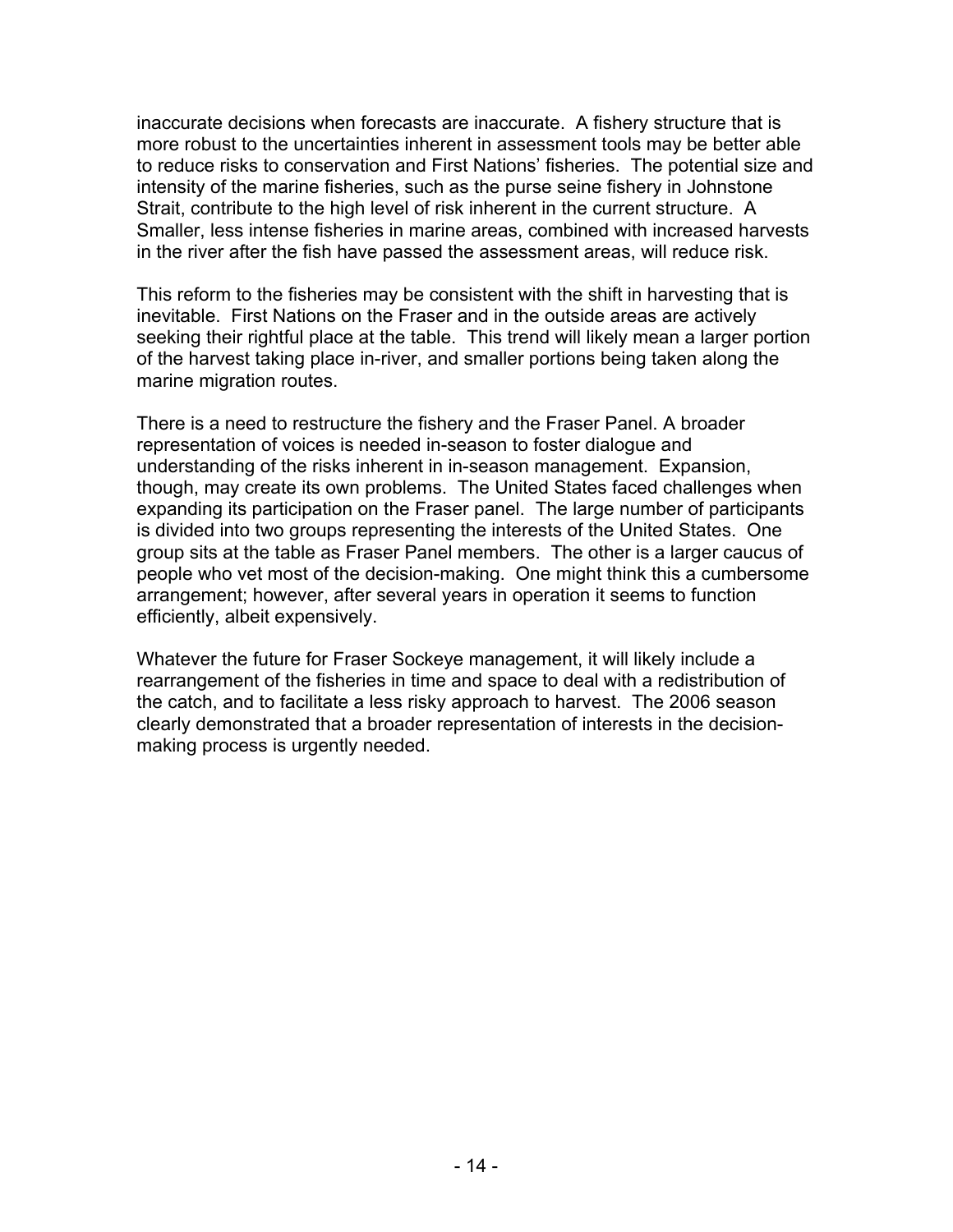inaccurate decisions when forecasts are inaccurate. A fishery structure that is more robust to the uncertainties inherent in assessment tools may be better able to reduce risks to conservation and First Nations' fisheries. The potential size and intensity of the marine fisheries, such as the purse seine fishery in Johnstone Strait, contribute to the high level of risk inherent in the current structure. A Smaller, less intense fisheries in marine areas, combined with increased harvests in the river after the fish have passed the assessment areas, will reduce risk.

This reform to the fisheries may be consistent with the shift in harvesting that is inevitable. First Nations on the Fraser and in the outside areas are actively seeking their rightful place at the table. This trend will likely mean a larger portion of the harvest taking place in-river, and smaller portions being taken along the marine migration routes.

There is a need to restructure the fishery and the Fraser Panel. A broader representation of voices is needed in-season to foster dialogue and understanding of the risks inherent in in-season management. Expansion, though, may create its own problems. The United States faced challenges when expanding its participation on the Fraser panel. The large number of participants is divided into two groups representing the interests of the United States. One group sits at the table as Fraser Panel members. The other is a larger caucus of people who vet most of the decision-making. One might think this a cumbersome arrangement; however, after several years in operation it seems to function efficiently, albeit expensively.

Whatever the future for Fraser Sockeye management, it will likely include a rearrangement of the fisheries in time and space to deal with a redistribution of the catch, and to facilitate a less risky approach to harvest. The 2006 season clearly demonstrated that a broader representation of interests in the decision-making process is urgently needed.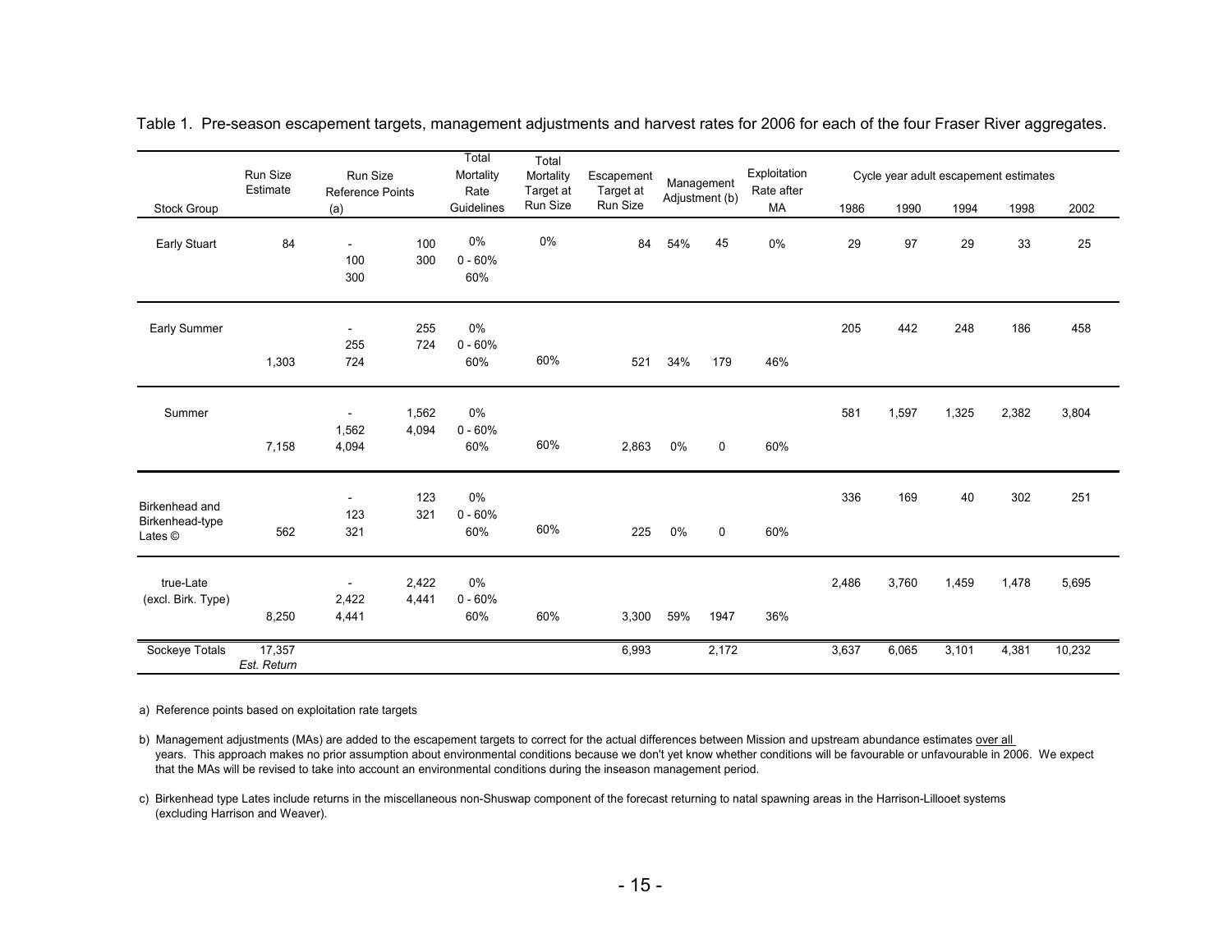Table 1. Pre-season escapement targets, management adjustments and harvest rates for 2006 for each of the four Fraser River aggregates.

| Stock Group | Run Size Estimate | Run Size Reference Points (a) | | Total Mortality Rate Guidelines | Total Mortality Target at Run Size | Escapement Target at Run Size | Management Adjustment (b) | | Exploitation Rate after MA | Cycle year adult escapement estimates | | | | |
|---|---|---|---|---|---|---|---|---|---|---|---|---|---|---|
| | | | | | | | | | | 1986 | 1990 | 1994 | 1998 | 2002 |
| Early Stuart | 84 | - | 100 | 0% | 0% | 84 | 54% | 45 | 0% | 29 | 97 | 29 | 33 | 25 |
| | | 100 | 300 | 0 - 60% | | | | | | | | | | |
| | | 300 | | 60% | | | | | | | | | | |
| Early Summer | | - | 255 | 0% | | | | | | 205 | 442 | 248 | 186 | 458 |
| | | 255 | 724 | 0 - 60% | | | | | | | | | | |
| | 1,303 | 724 | | 60% | 60% | 521 | 34% | 179 | 46% | | | | | |
| Summer | | - | 1,562 | 0% | | | | | | 581 | 1,597 | 1,325 | 2,382 | 3,804 |
| | | 1,562 | 4,094 | 0 - 60% | | | | | | | | | | |
| | 7,158 | 4,094 | | 60% | 60% | 2,863 | 0% | 0 | 60% | | | | | |
| Birkenhead and Birkenhead-type Lates © | | - | 123 | 0% | | | | | | 336 | 169 | 40 | 302 | 251 |
| | | 123 | 321 | 0 - 60% | | | | | | | | | | |
| | 562 | 321 | | 60% | 60% | 225 | 0% | 0 | 60% | | | | | |
| true-Late (excl. Birk. Type) | | - | 2,422 | 0% | | | | | | 2,486 | 3,760 | 1,459 | 1,478 | 5,695 |
| | | 2,422 | 4,441 | 0 - 60% | | | | | | | | | | |
| | 8,250 | 4,441 | | 60% | 60% | 3,300 | 59% | 1947 | 36% | | | | | |
| Sockeye Totals | 17,357 *Est. Return* | | | | | 6,993 | | 2,172 | | 3,637 | 6,065 | 3,101 | 4,381 | 10,232 |

a) Reference points based on exploitation rate targets

b) Management adjustments (MAs) are added to the escapement targets to correct for the actual differences between Mission and upstream abundance estimates over all years. This approach makes no prior assumption about environmental conditions because we don't yet know whether conditions will be favourable or unfavourable in 2006. We expect that the MAs will be revised to take into account an environmental conditions during the inseason management period.

c) Birkenhead type Lates include returns in the miscellaneous non-Shuswap component of the forecast returning to natal spawning areas in the Harrison-Lillooet systems (excluding Harrison and Weaver).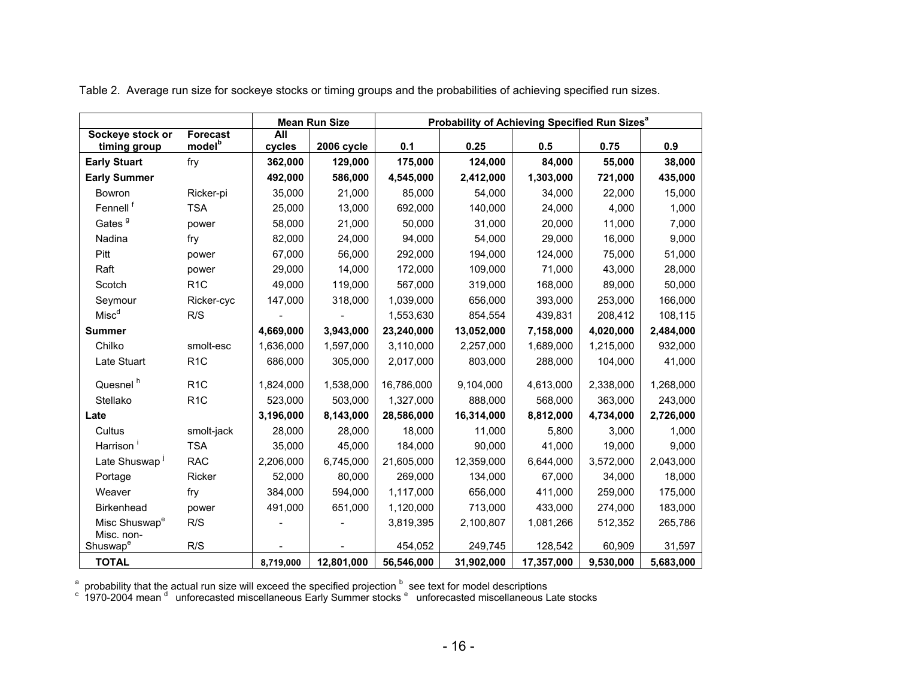Table 2. Average run size for sockeye stocks or timing groups and the probabilities of achieving specified run sizes.

| | | Mean Run Size | | Probability of Achieving Specified Run Sizes[a] | | | | |
|---|---|---|---|---|---|---|---|---|
| Sockeye stock or timing group | Forecast model[b] | All cycles | 2006 cycle | 0.1 | 0.25 | 0.5 | 0.75 | 0.9 |
| **Early Stuart** | fry | **362,000** | **129,000** | **175,000** | **124,000** | **84,000** | **55,000** | **38,000** |
| **Early Summer** | | **492,000** | **586,000** | **4,545,000** | **2,412,000** | **1,303,000** | **721,000** | **435,000** |
| Bowron | Ricker-pi | 35,000 | 21,000 | 85,000 | 54,000 | 34,000 | 22,000 | 15,000 |
| Fennell [f] | TSA | 25,000 | 13,000 | 692,000 | 140,000 | 24,000 | 4,000 | 1,000 |
| Gates [g] | power | 58,000 | 21,000 | 50,000 | 31,000 | 20,000 | 11,000 | 7,000 |
| Nadina | fry | 82,000 | 24,000 | 94,000 | 54,000 | 29,000 | 16,000 | 9,000 |
| Pitt | power | 67,000 | 56,000 | 292,000 | 194,000 | 124,000 | 75,000 | 51,000 |
| Raft | power | 29,000 | 14,000 | 172,000 | 109,000 | 71,000 | 43,000 | 28,000 |
| Scotch | R1C | 49,000 | 119,000 | 567,000 | 319,000 | 168,000 | 89,000 | 50,000 |
| Seymour | Ricker-cyc | 147,000 | 318,000 | 1,039,000 | 656,000 | 393,000 | 253,000 | 166,000 |
| Misc[d] | R/S | - | - | 1,553,630 | 854,554 | 439,831 | 208,412 | 108,115 |
| **Summer** | | **4,669,000** | **3,943,000** | **23,240,000** | **13,052,000** | **7,158,000** | **4,020,000** | **2,484,000** |
| Chilko | smolt-esc | 1,636,000 | 1,597,000 | 3,110,000 | 2,257,000 | 1,689,000 | 1,215,000 | 932,000 |
| Late Stuart | R1C | 686,000 | 305,000 | 2,017,000 | 803,000 | 288,000 | 104,000 | 41,000 |
| Quesnel [h] | R1C | 1,824,000 | 1,538,000 | 16,786,000 | 9,104,000 | 4,613,000 | 2,338,000 | 1,268,000 |
| Stellako | R1C | 523,000 | 503,000 | 1,327,000 | 888,000 | 568,000 | 363,000 | 243,000 |
| **Late** | | **3,196,000** | **8,143,000** | **28,586,000** | **16,314,000** | **8,812,000** | **4,734,000** | **2,726,000** |
| Cultus | smolt-jack | 28,000 | 28,000 | 18,000 | 11,000 | 5,800 | 3,000 | 1,000 |
| Harrison [i] | TSA | 35,000 | 45,000 | 184,000 | 90,000 | 41,000 | 19,000 | 9,000 |
| Late Shuswap [j] | RAC | 2,206,000 | 6,745,000 | 21,605,000 | 12,359,000 | 6,644,000 | 3,572,000 | 2,043,000 |
| Portage | Ricker | 52,000 | 80,000 | 269,000 | 134,000 | 67,000 | 34,000 | 18,000 |
| Weaver | fry | 384,000 | 594,000 | 1,117,000 | 656,000 | 411,000 | 259,000 | 175,000 |
| Birkenhead | power | 491,000 | 651,000 | 1,120,000 | 713,000 | 433,000 | 274,000 | 183,000 |
| Misc Shuswap[e] | R/S | - | - | 3,819,395 | 2,100,807 | 1,081,266 | 512,352 | 265,786 |
| Misc. non-Shuswap[e] | R/S | - | - | 454,052 | 249,745 | 128,542 | 60,909 | 31,597 |
| **TOTAL** | | **8,719,000** | **12,801,000** | **56,546,000** | **31,902,000** | **17,357,000** | **9,530,000** | **5,683,000** |

[a] probability that the actual run size will exceed the specified projection [b] see text for model descriptions
[c] 1970-2004 mean [d] unforecasted miscellaneous Early Summer stocks [e] unforecasted miscellaneous Late stocks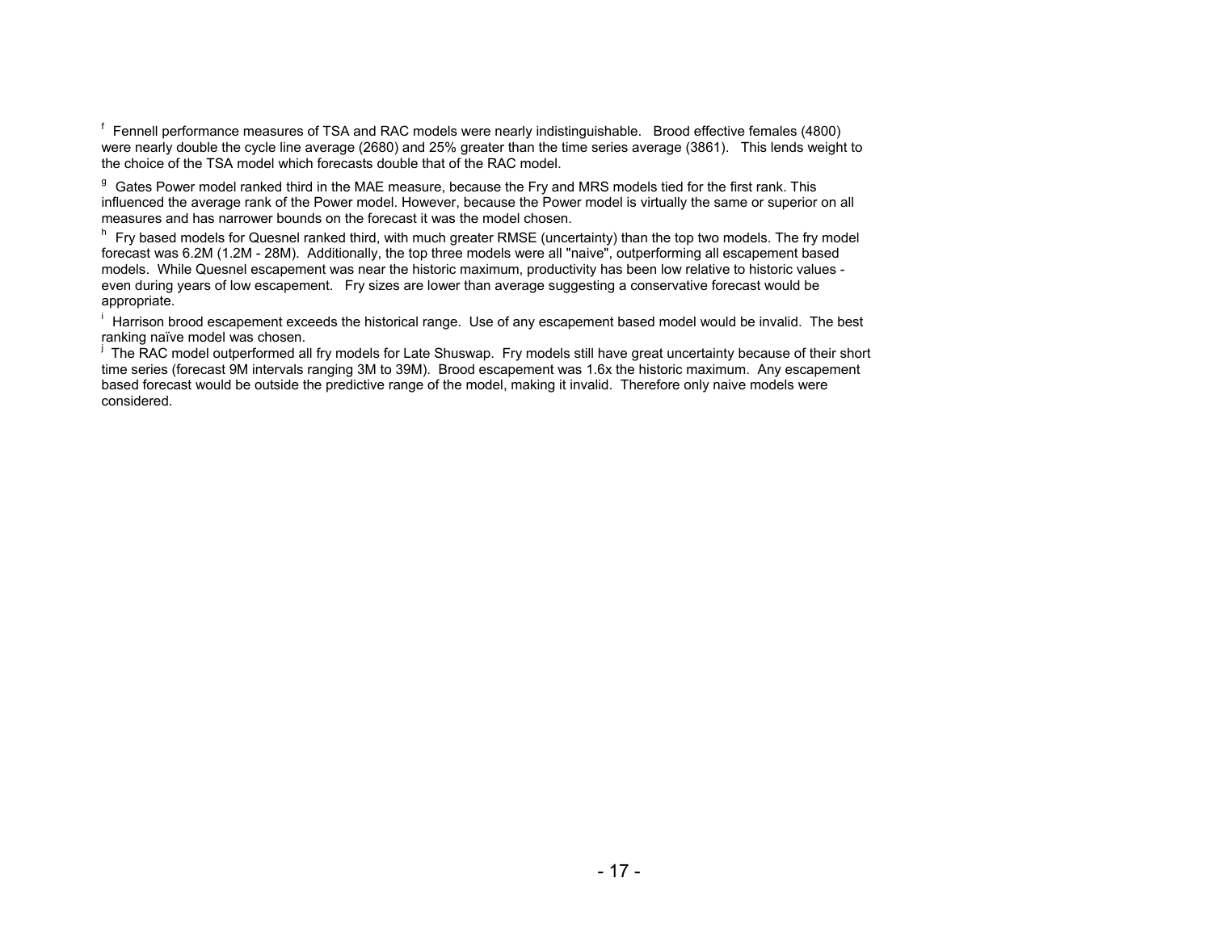[f] Fennell performance measures of TSA and RAC models were nearly indistinguishable. Brood effective females (4800) were nearly double the cycle line average (2680) and 25% greater than the time series average (3861). This lends weight to the choice of the TSA model which forecasts double that of the RAC model.

[g] Gates Power model ranked third in the MAE measure, because the Fry and MRS models tied for the first rank. This influenced the average rank of the Power model. However, because the Power model is virtually the same or superior on all measures and has narrower bounds on the forecast it was the model chosen.

[h] Fry based models for Quesnel ranked third, with much greater RMSE (uncertainty) than the top two models. The fry model forecast was 6.2M (1.2M - 28M). Additionally, the top three models were all "naive", outperforming all escapement based models. While Quesnel escapement was near the historic maximum, productivity has been low relative to historic values - even during years of low escapement. Fry sizes are lower than average suggesting a conservative forecast would be appropriate.

[i] Harrison brood escapement exceeds the historical range. Use of any escapement based model would be invalid. The best ranking naïve model was chosen.

[j] The RAC model outperformed all fry models for Late Shuswap. Fry models still have great uncertainty because of their short time series (forecast 9M intervals ranging 3M to 39M). Brood escapement was 1.6x the historic maximum. Any escapement based forecast would be outside the predictive range of the model, making it invalid. Therefore only naive models were considered.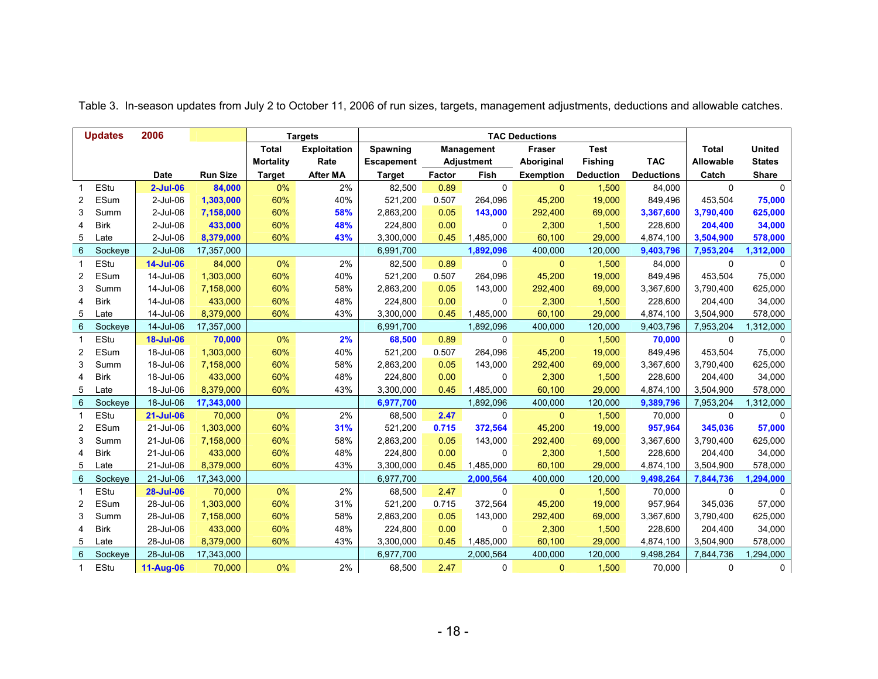Table 3. In-season updates from July 2 to October 11, 2006 of run sizes, targets, management adjustments, deductions and allowable catches.

| Updates | 2006 | | | Targets | | TAC Deductions | | | | | | | | |
|---|---|---|---|---|---|---|---|---|---|---|---|---|---|---|
| | | | | Total Mortality | Exploitation Rate | Spawning Escapement | Management Adjustment | | Fraser Aboriginal | Test Fishing | TAC | Total Allowable | United States |
| | | Date | Run Size | Target | After MA | Target | Factor | Fish | Exemption | Deduction | Deductions | Catch | Share |
| 1 | EStu | 2-Jul-06 | 84,000 | 0% | 2% | 82,500 | 0.89 | 0 | 0 | 1,500 | 84,000 | 0 | 0 |
| 2 | ESum | 2-Jul-06 | 1,303,000 | 60% | 40% | 521,200 | 0.507 | 264,096 | 45,200 | 19,000 | 849,496 | 453,504 | 75,000 |
| 3 | Summ | 2-Jul-06 | 7,158,000 | 60% | 58% | 2,863,200 | 0.05 | 143,000 | 292,400 | 69,000 | 3,367,600 | 3,790,400 | 625,000 |
| 4 | Birk | 2-Jul-06 | 433,000 | 60% | 48% | 224,800 | 0.00 | 0 | 2,300 | 1,500 | 228,600 | 204,400 | 34,000 |
| 5 | Late | 2-Jul-06 | 8,379,000 | 60% | 43% | 3,300,000 | 0.45 | 1,485,000 | 60,100 | 29,000 | 4,874,100 | 3,504,900 | 578,000 |
| 6 | Sockeye | 2-Jul-06 | 17,357,000 | | | 6,991,700 | | 1,892,096 | 400,000 | 120,000 | 9,403,796 | 7,953,204 | 1,312,000 |
| 1 | EStu | 14-Jul-06 | 84,000 | 0% | 2% | 82,500 | 0.89 | 0 | 0 | 1,500 | 84,000 | 0 | 0 |
| 2 | ESum | 14-Jul-06 | 1,303,000 | 60% | 40% | 521,200 | 0.507 | 264,096 | 45,200 | 19,000 | 849,496 | 453,504 | 75,000 |
| 3 | Summ | 14-Jul-06 | 7,158,000 | 60% | 58% | 2,863,200 | 0.05 | 143,000 | 292,400 | 69,000 | 3,367,600 | 3,790,400 | 625,000 |
| 4 | Birk | 14-Jul-06 | 433,000 | 60% | 48% | 224,800 | 0.00 | 0 | 2,300 | 1,500 | 228,600 | 204,400 | 34,000 |
| 5 | Late | 14-Jul-06 | 8,379,000 | 60% | 43% | 3,300,000 | 0.45 | 1,485,000 | 60,100 | 29,000 | 4,874,100 | 3,504,900 | 578,000 |
| 6 | Sockeye | 14-Jul-06 | 17,357,000 | | | 6,991,700 | | 1,892,096 | 400,000 | 120,000 | 9,403,796 | 7,953,204 | 1,312,000 |
| 1 | EStu | 18-Jul-06 | 70,000 | 0% | 2% | 68,500 | 0.89 | 0 | 0 | 1,500 | 70,000 | 0 | 0 |
| 2 | ESum | 18-Jul-06 | 1,303,000 | 60% | 40% | 521,200 | 0.507 | 264,096 | 45,200 | 19,000 | 849,496 | 453,504 | 75,000 |
| 3 | Summ | 18-Jul-06 | 7,158,000 | 60% | 58% | 2,863,200 | 0.05 | 143,000 | 292,400 | 69,000 | 3,367,600 | 3,790,400 | 625,000 |
| 4 | Birk | 18-Jul-06 | 433,000 | 60% | 48% | 224,800 | 0.00 | 0 | 2,300 | 1,500 | 228,600 | 204,400 | 34,000 |
| 5 | Late | 18-Jul-06 | 8,379,000 | 60% | 43% | 3,300,000 | 0.45 | 1,485,000 | 60,100 | 29,000 | 4,874,100 | 3,504,900 | 578,000 |
| 6 | Sockeye | 18-Jul-06 | 17,343,000 | | | 6,977,700 | | 1,892,096 | 400,000 | 120,000 | 9,389,796 | 7,953,204 | 1,312,000 |
| 1 | EStu | 21-Jul-06 | 70,000 | 0% | 2% | 68,500 | 2.47 | 0 | 0 | 1,500 | 70,000 | 0 | 0 |
| 2 | ESum | 21-Jul-06 | 1,303,000 | 60% | 31% | 521,200 | 0.715 | 372,564 | 45,200 | 19,000 | 957,964 | 345,036 | 57,000 |
| 3 | Summ | 21-Jul-06 | 7,158,000 | 60% | 58% | 2,863,200 | 0.05 | 143,000 | 292,400 | 69,000 | 3,367,600 | 3,790,400 | 625,000 |
| 4 | Birk | 21-Jul-06 | 433,000 | 60% | 48% | 224,800 | 0.00 | 0 | 2,300 | 1,500 | 228,600 | 204,400 | 34,000 |
| 5 | Late | 21-Jul-06 | 8,379,000 | 60% | 43% | 3,300,000 | 0.45 | 1,485,000 | 60,100 | 29,000 | 4,874,100 | 3,504,900 | 578,000 |
| 6 | Sockeye | 21-Jul-06 | 17,343,000 | | | 6,977,700 | | 2,000,564 | 400,000 | 120,000 | 9,498,264 | 7,844,736 | 1,294,000 |
| 1 | EStu | 28-Jul-06 | 70,000 | 0% | 2% | 68,500 | 2.47 | 0 | 0 | 1,500 | 70,000 | 0 | 0 |
| 2 | ESum | 28-Jul-06 | 1,303,000 | 60% | 31% | 521,200 | 0.715 | 372,564 | 45,200 | 19,000 | 957,964 | 345,036 | 57,000 |
| 3 | Summ | 28-Jul-06 | 7,158,000 | 60% | 58% | 2,863,200 | 0.05 | 143,000 | 292,400 | 69,000 | 3,367,600 | 3,790,400 | 625,000 |
| 4 | Birk | 28-Jul-06 | 433,000 | 60% | 48% | 224,800 | 0.00 | 0 | 2,300 | 1,500 | 228,600 | 204,400 | 34,000 |
| 5 | Late | 28-Jul-06 | 8,379,000 | 60% | 43% | 3,300,000 | 0.45 | 1,485,000 | 60,100 | 29,000 | 4,874,100 | 3,504,900 | 578,000 |
| 6 | Sockeye | 28-Jul-06 | 17,343,000 | | | 6,977,700 | | 2,000,564 | 400,000 | 120,000 | 9,498,264 | 7,844,736 | 1,294,000 |
| 1 | EStu | 11-Aug-06 | 70,000 | 0% | 2% | 68,500 | 2.47 | 0 | 0 | 1,500 | 70,000 | 0 | 0 |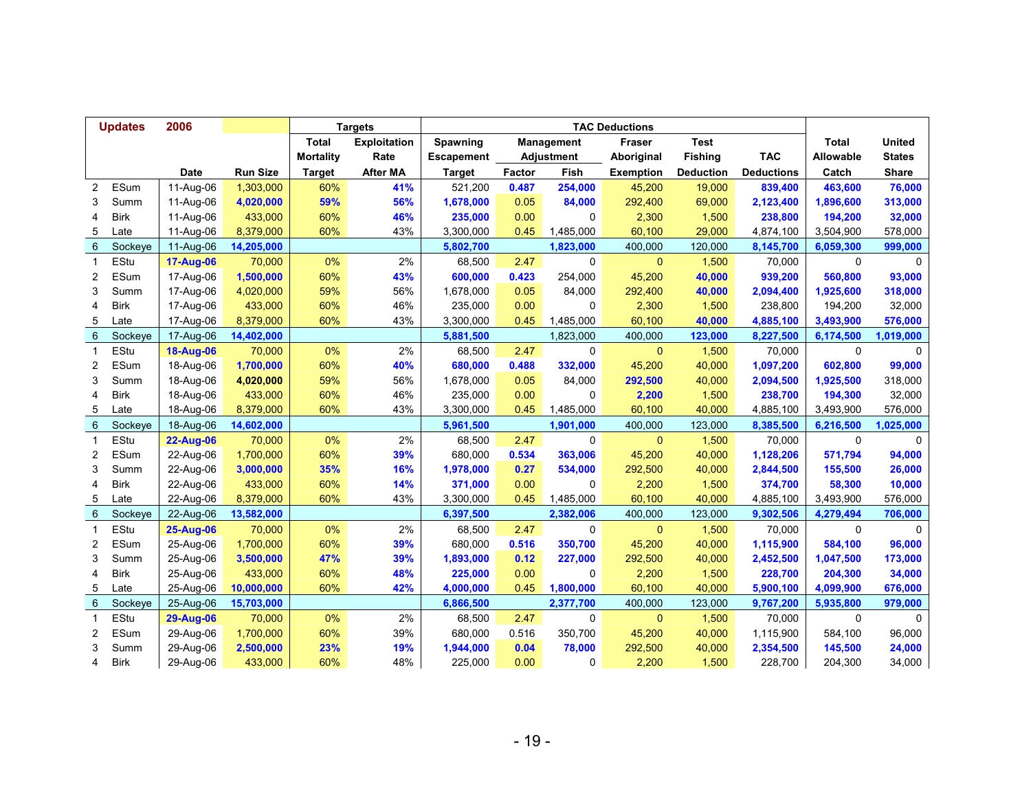| Updates | 2006 | | | Targets | | TAC Deductions | | | | | | | | |
|---|---|---|---|---|---|---|---|---|---|---|---|---|---|---|
| | | | | Total Mortality | Exploitation Rate | Spawning Escapement | Management Adjustment | | Fraser Aboriginal | Test Fishing | TAC | Total Allowable | United States |
| | | Date | Run Size | Target | After MA | Target | Factor | Fish | Exemption | Deduction | Deductions | Catch | Share |
| 2 | ESum | 11-Aug-06 | 1,303,000 | 60% | 41% | 521,200 | 0.487 | 254,000 | 45,200 | 19,000 | 839,400 | 463,600 | 76,000 |
| 3 | Summ | 11-Aug-06 | 4,020,000 | 59% | 56% | 1,678,000 | 0.05 | 84,000 | 292,400 | 69,000 | 2,123,400 | 1,896,600 | 313,000 |
| 4 | Birk | 11-Aug-06 | 433,000 | 60% | 46% | 235,000 | 0.00 | 0 | 2,300 | 1,500 | 238,800 | 194,200 | 32,000 |
| 5 | Late | 11-Aug-06 | 8,379,000 | 60% | 43% | 3,300,000 | 0.45 | 1,485,000 | 60,100 | 29,000 | 4,874,100 | 3,504,900 | 578,000 |
| 6 | Sockeye | 11-Aug-06 | 14,205,000 | | | 5,802,700 | | 1,823,000 | 400,000 | 120,000 | 8,145,700 | 6,059,300 | 999,000 |
| 1 | EStu | 17-Aug-06 | 70,000 | 0% | 2% | 68,500 | 2.47 | 0 | 0 | 1,500 | 70,000 | 0 | 0 |
| 2 | ESum | 17-Aug-06 | 1,500,000 | 60% | 43% | 600,000 | 0.423 | 254,000 | 45,200 | 40,000 | 939,200 | 560,800 | 93,000 |
| 3 | Summ | 17-Aug-06 | 4,020,000 | 59% | 56% | 1,678,000 | 0.05 | 84,000 | 292,400 | 40,000 | 2,094,400 | 1,925,600 | 318,000 |
| 4 | Birk | 17-Aug-06 | 433,000 | 60% | 46% | 235,000 | 0.00 | 0 | 2,300 | 1,500 | 238,800 | 194,200 | 32,000 |
| 5 | Late | 17-Aug-06 | 8,379,000 | 60% | 43% | 3,300,000 | 0.45 | 1,485,000 | 60,100 | 40,000 | 4,885,100 | 3,493,900 | 576,000 |
| 6 | Sockeye | 17-Aug-06 | 14,402,000 | | | 5,881,500 | | 1,823,000 | 400,000 | 123,000 | 8,227,500 | 6,174,500 | 1,019,000 |
| 1 | EStu | 18-Aug-06 | 70,000 | 0% | 2% | 68,500 | 2.47 | 0 | 0 | 1,500 | 70,000 | 0 | 0 |
| 2 | ESum | 18-Aug-06 | 1,700,000 | 60% | 40% | 680,000 | 0.488 | 332,000 | 45,200 | 40,000 | 1,097,200 | 602,800 | 99,000 |
| 3 | Summ | 18-Aug-06 | 4,020,000 | 59% | 56% | 1,678,000 | 0.05 | 84,000 | 292,500 | 40,000 | 2,094,500 | 1,925,500 | 318,000 |
| 4 | Birk | 18-Aug-06 | 433,000 | 60% | 46% | 235,000 | 0.00 | 0 | 2,200 | 1,500 | 238,700 | 194,300 | 32,000 |
| 5 | Late | 18-Aug-06 | 8,379,000 | 60% | 43% | 3,300,000 | 0.45 | 1,485,000 | 60,100 | 40,000 | 4,885,100 | 3,493,900 | 576,000 |
| 6 | Sockeye | 18-Aug-06 | 14,602,000 | | | 5,961,500 | | 1,901,000 | 400,000 | 123,000 | 8,385,500 | 6,216,500 | 1,025,000 |
| 1 | EStu | 22-Aug-06 | 70,000 | 0% | 2% | 68,500 | 2.47 | 0 | 0 | 1,500 | 70,000 | 0 | 0 |
| 2 | ESum | 22-Aug-06 | 1,700,000 | 60% | 39% | 680,000 | 0.534 | 363,006 | 45,200 | 40,000 | 1,128,206 | 571,794 | 94,000 |
| 3 | Summ | 22-Aug-06 | 3,000,000 | 35% | 16% | 1,978,000 | 0.27 | 534,000 | 292,500 | 40,000 | 2,844,500 | 155,500 | 26,000 |
| 4 | Birk | 22-Aug-06 | 433,000 | 60% | 14% | 371,000 | 0.00 | 0 | 2,200 | 1,500 | 374,700 | 58,300 | 10,000 |
| 5 | Late | 22-Aug-06 | 8,379,000 | 60% | 43% | 3,300,000 | 0.45 | 1,485,000 | 60,100 | 40,000 | 4,885,100 | 3,493,900 | 576,000 |
| 6 | Sockeye | 22-Aug-06 | 13,582,000 | | | 6,397,500 | | 2,382,006 | 400,000 | 123,000 | 9,302,506 | 4,279,494 | 706,000 |
| 1 | EStu | 25-Aug-06 | 70,000 | 0% | 2% | 68,500 | 2.47 | 0 | 0 | 1,500 | 70,000 | 0 | 0 |
| 2 | ESum | 25-Aug-06 | 1,700,000 | 60% | 39% | 680,000 | 0.516 | 350,700 | 45,200 | 40,000 | 1,115,900 | 584,100 | 96,000 |
| 3 | Summ | 25-Aug-06 | 3,500,000 | 47% | 39% | 1,893,000 | 0.12 | 227,000 | 292,500 | 40,000 | 2,452,500 | 1,047,500 | 173,000 |
| 4 | Birk | 25-Aug-06 | 433,000 | 60% | 48% | 225,000 | 0.00 | 0 | 2,200 | 1,500 | 228,700 | 204,300 | 34,000 |
| 5 | Late | 25-Aug-06 | 10,000,000 | 60% | 42% | 4,000,000 | 0.45 | 1,800,000 | 60,100 | 40,000 | 5,900,100 | 4,099,900 | 676,000 |
| 6 | Sockeye | 25-Aug-06 | 15,703,000 | | | 6,866,500 | | 2,377,700 | 400,000 | 123,000 | 9,767,200 | 5,935,800 | 979,000 |
| 1 | EStu | 29-Aug-06 | 70,000 | 0% | 2% | 68,500 | 2.47 | 0 | 0 | 1,500 | 70,000 | 0 | 0 |
| 2 | ESum | 29-Aug-06 | 1,700,000 | 60% | 39% | 680,000 | 0.516 | 350,700 | 45,200 | 40,000 | 1,115,900 | 584,100 | 96,000 |
| 3 | Summ | 29-Aug-06 | 2,500,000 | 23% | 19% | 1,944,000 | 0.04 | 78,000 | 292,500 | 40,000 | 2,354,500 | 145,500 | 24,000 |
| 4 | Birk | 29-Aug-06 | 433,000 | 60% | 48% | 225,000 | 0.00 | 0 | 2,200 | 1,500 | 228,700 | 204,300 | 34,000 |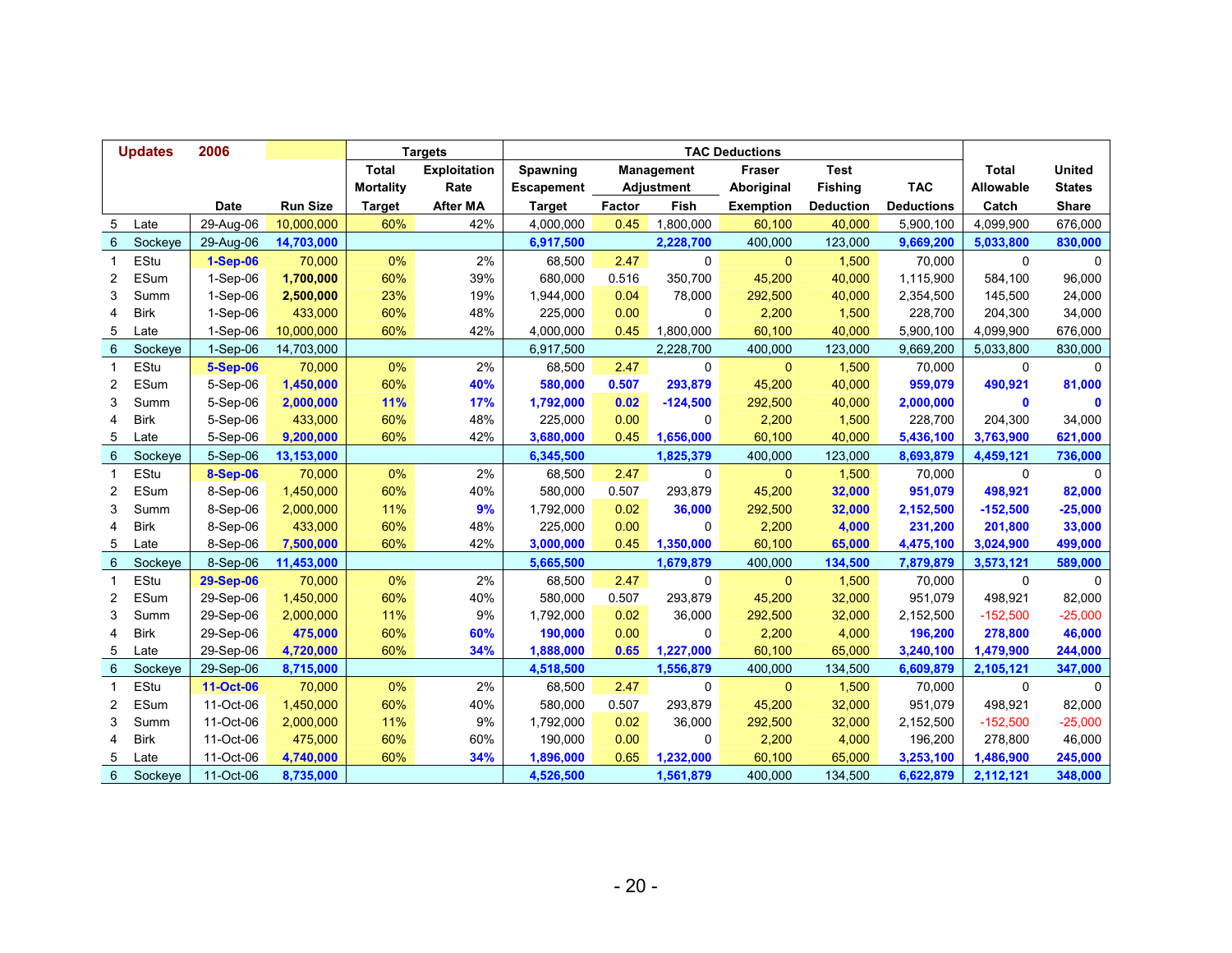| Updates | 2006 | | | Targets | | TAC Deductions | | | | | | | | |
|---|---|---|---|---|---|---|---|---|---|---|---|---|---|---|
| | | | | Total Mortality | Exploitation Rate | Spawning Escapement | Management Adjustment | | Fraser Aboriginal | Test Fishing | TAC | Total Allowable | United States |
| | | Date | Run Size | Target | After MA | Target | Factor | Fish | Exemption | Deduction | Deductions | Catch | Share |
| 5 | Late | 29-Aug-06 | 10,000,000 | 60% | 42% | 4,000,000 | 0.45 | 1,800,000 | 60,100 | 40,000 | 5,900,100 | 4,099,900 | 676,000 |
| 6 | Sockeye | 29-Aug-06 | **14,703,000** | | | **6,917,500** | | **2,228,700** | 400,000 | 123,000 | **9,669,200** | **5,033,800** | **830,000** |
| 1 | EStu | **1-Sep-06** | 70,000 | 0% | 2% | 68,500 | 2.47 | 0 | 0 | 1,500 | 70,000 | 0 | 0 |
| 2 | ESum | 1-Sep-06 | **1,700,000** | 60% | 39% | 680,000 | 0.516 | 350,700 | 45,200 | 40,000 | 1,115,900 | 584,100 | 96,000 |
| 3 | Summ | 1-Sep-06 | **2,500,000** | 23% | 19% | 1,944,000 | 0.04 | 78,000 | 292,500 | 40,000 | 2,354,500 | 145,500 | 24,000 |
| 4 | Birk | 1-Sep-06 | 433,000 | 60% | 48% | 225,000 | 0.00 | 0 | 2,200 | 1,500 | 228,700 | 204,300 | 34,000 |
| 5 | Late | 1-Sep-06 | 10,000,000 | 60% | 42% | 4,000,000 | 0.45 | 1,800,000 | 60,100 | 40,000 | 5,900,100 | 4,099,900 | 676,000 |
| 6 | Sockeye | 1-Sep-06 | 14,703,000 | | | 6,917,500 | | 2,228,700 | 400,000 | 123,000 | 9,669,200 | 5,033,800 | 830,000 |
| 1 | EStu | **5-Sep-06** | 70,000 | 0% | 2% | 68,500 | 2.47 | 0 | 0 | 1,500 | 70,000 | 0 | 0 |
| 2 | ESum | 5-Sep-06 | **1,450,000** | 60% | **40%** | **580,000** | **0.507** | **293,879** | 45,200 | 40,000 | **959,079** | **490,921** | **81,000** |
| 3 | Summ | 5-Sep-06 | **2,000,000** | **11%** | **17%** | **1,792,000** | **0.02** | **-124,500** | 292,500 | 40,000 | **2,000,000** | **0** | **0** |
| 4 | Birk | 5-Sep-06 | 433,000 | 60% | 48% | 225,000 | 0.00 | 0 | 2,200 | 1,500 | 228,700 | 204,300 | 34,000 |
| 5 | Late | 5-Sep-06 | **9,200,000** | 60% | 42% | **3,680,000** | 0.45 | **1,656,000** | 60,100 | 40,000 | **5,436,100** | **3,763,900** | **621,000** |
| 6 | Sockeye | 5-Sep-06 | **13,153,000** | | | **6,345,500** | | **1,825,379** | 400,000 | 123,000 | **8,693,879** | **4,459,121** | **736,000** |
| 1 | EStu | **8-Sep-06** | 70,000 | 0% | 2% | 68,500 | 2.47 | 0 | 0 | 1,500 | 70,000 | 0 | 0 |
| 2 | ESum | 8-Sep-06 | 1,450,000 | 60% | 40% | 580,000 | 0.507 | 293,879 | 45,200 | **32,000** | **951,079** | **498,921** | **82,000** |
| 3 | Summ | 8-Sep-06 | 2,000,000 | 11% | **9%** | 1,792,000 | 0.02 | **36,000** | 292,500 | **32,000** | **2,152,500** | **-152,500** | **-25,000** |
| 4 | Birk | 8-Sep-06 | 433,000 | 60% | 48% | 225,000 | 0.00 | 0 | 2,200 | **4,000** | **231,200** | **201,800** | **33,000** |
| 5 | Late | 8-Sep-06 | **7,500,000** | 60% | 42% | **3,000,000** | 0.45 | **1,350,000** | 60,100 | **65,000** | **4,475,100** | **3,024,900** | **499,000** |
| 6 | Sockeye | 8-Sep-06 | **11,453,000** | | | **5,665,500** | | **1,679,879** | 400,000 | **134,500** | **7,879,879** | **3,573,121** | **589,000** |
| 1 | EStu | **29-Sep-06** | 70,000 | 0% | 2% | 68,500 | 2.47 | 0 | 0 | 1,500 | 70,000 | 0 | 0 |
| 2 | ESum | 29-Sep-06 | 1,450,000 | 60% | 40% | 580,000 | 0.507 | 293,879 | 45,200 | 32,000 | 951,079 | 498,921 | 82,000 |
| 3 | Summ | 29-Sep-06 | 2,000,000 | 11% | 9% | 1,792,000 | 0.02 | 36,000 | 292,500 | 32,000 | 2,152,500 | -152,500 | -25,000 |
| 4 | Birk | 29-Sep-06 | **475,000** | 60% | **60%** | **190,000** | 0.00 | 0 | 2,200 | 4,000 | **196,200** | **278,800** | **46,000** |
| 5 | Late | 29-Sep-06 | **4,720,000** | 60% | **34%** | **1,888,000** | **0.65** | **1,227,000** | 60,100 | 65,000 | **3,240,100** | **1,479,900** | **244,000** |
| 6 | Sockeye | 29-Sep-06 | **8,715,000** | | | **4,518,500** | | **1,556,879** | 400,000 | 134,500 | **6,609,879** | **2,105,121** | **347,000** |
| 1 | EStu | **11-Oct-06** | 70,000 | 0% | 2% | 68,500 | 2.47 | 0 | 0 | 1,500 | 70,000 | 0 | 0 |
| 2 | ESum | 11-Oct-06 | 1,450,000 | 60% | 40% | 580,000 | 0.507 | 293,879 | 45,200 | 32,000 | 951,079 | 498,921 | 82,000 |
| 3 | Summ | 11-Oct-06 | 2,000,000 | 11% | 9% | 1,792,000 | 0.02 | 36,000 | 292,500 | 32,000 | 2,152,500 | -152,500 | -25,000 |
| 4 | Birk | 11-Oct-06 | 475,000 | 60% | 60% | 190,000 | 0.00 | 0 | 2,200 | 4,000 | 196,200 | 278,800 | 46,000 |
| 5 | Late | 11-Oct-06 | **4,740,000** | 60% | **34%** | **1,896,000** | 0.65 | **1,232,000** | 60,100 | 65,000 | **3,253,100** | **1,486,900** | **245,000** |
| 6 | Sockeye | 11-Oct-06 | **8,735,000** | | | **4,526,500** | | **1,561,879** | 400,000 | 134,500 | **6,622,879** | **2,112,121** | **348,000** |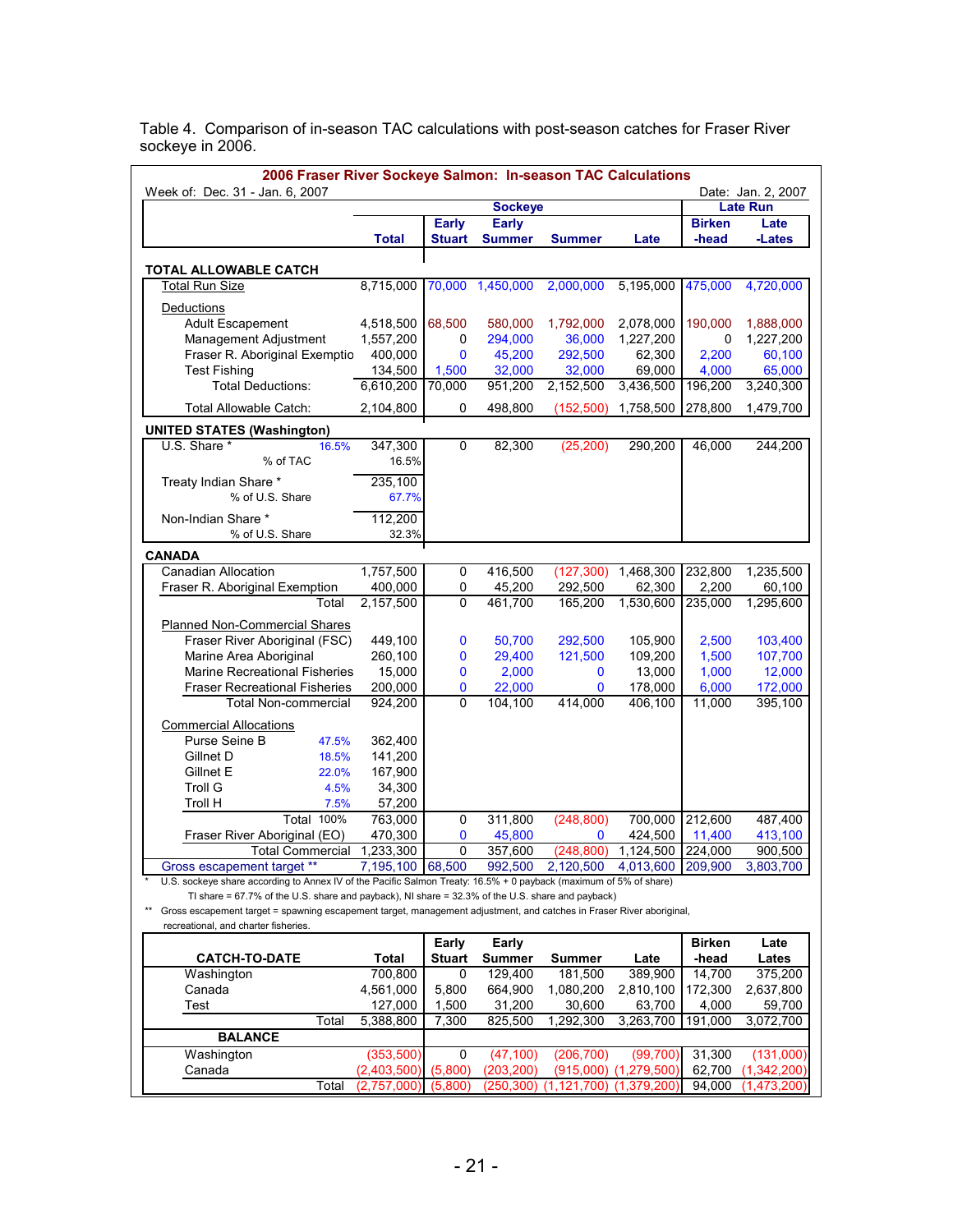Table 4. Comparison of in-season TAC calculations with post-season catches for Fraser River sockeye in 2006.

**2006 Fraser River Sockeye Salmon: In-season TAC Calculations**

Week of: Dec. 31 - Jan. 6, 2007 | Date: Jan. 2, 2007

| | | Sockeye | | | | | Late Run | |
|---|---|---|---|---|---|---|---|---|
| | Total | Early Stuart | Early Summer | Summer | Late | | Birken-head | Late-Lates |
| **TOTAL ALLOWABLE CATCH** | | | | | | | | |
| Total Run Size | 8,715,000 | 70,000 | 1,450,000 | 2,000,000 | 5,195,000 | | 475,000 | 4,720,000 |
| Deductions | | | | | | | | |
| Adult Escapement | 4,518,500 | 68,500 | 580,000 | 1,792,000 | 2,078,000 | | 190,000 | 1,888,000 |
| Management Adjustment | 1,557,200 | 0 | 294,000 | 36,000 | 1,227,200 | | 0 | 1,227,200 |
| Fraser R. Aboriginal Exemptio | 400,000 | 0 | 45,200 | 292,500 | 62,300 | | 2,200 | 60,100 |
| Test Fishing | 134,500 | 1,500 | 32,000 | 32,000 | 69,000 | | 4,000 | 65,000 |
| Total Deductions: | 6,610,200 | 70,000 | 951,200 | 2,152,500 | 3,436,500 | | 196,200 | 3,240,300 |
| Total Allowable Catch: | 2,104,800 | 0 | 498,800 | (152,500) | 1,758,500 | | 278,800 | 1,479,700 |
| **UNITED STATES (Washington)** | | | | | | | | |
| U.S. Share * 16.5% | 347,300 | 0 | 82,300 | (25,200) | 290,200 | | 46,000 | 244,200 |
| % of TAC | 16.5% | | | | | | | |
| Treaty Indian Share * | 235,100 | | | | | | | |
| % of U.S. Share | 67.7% | | | | | | | |
| Non-Indian Share * | 112,200 | | | | | | | |
| % of U.S. Share | 32.3% | | | | | | | |
| **CANADA** | | | | | | | | |
| Canadian Allocation | 1,757,500 | 0 | 416,500 | (127,300) | 1,468,300 | | 232,800 | 1,235,500 |
| Fraser R. Aboriginal Exemption | 400,000 | 0 | 45,200 | 292,500 | 62,300 | | 2,200 | 60,100 |
| Total | 2,157,500 | 0 | 461,700 | 165,200 | 1,530,600 | | 235,000 | 1,295,600 |
| Planned Non-Commercial Shares | | | | | | | | |
| Fraser River Aboriginal (FSC) | 449,100 | 0 | 50,700 | 292,500 | 105,900 | | 2,500 | 103,400 |
| Marine Area Aboriginal | 260,100 | 0 | 29,400 | 121,500 | 109,200 | | 1,500 | 107,700 |
| Marine Recreational Fisheries | 15,000 | 0 | 2,000 | 0 | 13,000 | | 1,000 | 12,000 |
| Fraser Recreational Fisheries | 200,000 | 0 | 22,000 | 0 | 178,000 | | 6,000 | 172,000 |
| Total Non-commercial | 924,200 | 0 | 104,100 | 414,000 | 406,100 | | 11,000 | 395,100 |
| Commercial Allocations | | | | | | | | |
| Purse Seine B 47.5% | 362,400 | | | | | | | |
| Gillnet D 18.5% | 141,200 | | | | | | | |
| Gillnet E 22.0% | 167,900 | | | | | | | |
| Troll G 4.5% | 34,300 | | | | | | | |
| Troll H 7.5% | 57,200 | | | | | | | |
| Total 100% | 763,000 | 0 | 311,800 | (248,800) | 700,000 | | 212,600 | 487,400 |
| Fraser River Aboriginal (EO) | 470,300 | 0 | 45,800 | 0 | 424,500 | | 11,400 | 413,100 |
| Total Commercial | 1,233,300 | 0 | 357,600 | (248,800) | 1,124,500 | | 224,000 | 900,500 |
| Gross escapement target ** | 7,195,100 | 68,500 | 992,500 | 2,120,500 | 4,013,600 | | 209,900 | 3,803,700 |

\* U.S. sockeye share according to Annex IV of the Pacific Salmon Treaty: 16.5% + 0 payback (maximum of 5% of share)
TI share = 67.7% of the U.S. share and payback), NI share = 32.3% of the U.S. share and payback)

\*\* Gross escapement target = spawning escapement target, management adjustment, and catches in Fraser River aboriginal, recreational, and charter fisheries.

| CATCH-TO-DATE | Total | Early Stuart | Early Summer | Summer | Late | Birken-head | Late Lates |
|---|---|---|---|---|---|---|---|
| Washington | 700,800 | 0 | 129,400 | 181,500 | 389,900 | 14,700 | 375,200 |
| Canada | 4,561,000 | 5,800 | 664,900 | 1,080,200 | 2,810,100 | 172,300 | 2,637,800 |
| Test | 127,000 | 1,500 | 31,200 | 30,600 | 63,700 | 4,000 | 59,700 |
| Total | 5,388,800 | 7,300 | 825,500 | 1,292,300 | 3,263,700 | 191,000 | 3,072,700 |
| **BALANCE** | | | | | | | |
| Washington | (353,500) | 0 | (47,100) | (206,700) | (99,700) | 31,300 | (131,000) |
| Canada | (2,403,500) | (5,800) | (203,200) | (915,000) | (1,279,500) | 62,700 | (1,342,200) |
| Total | (2,757,000) | (5,800) | (250,300) | (1,121,700) | (1,379,200) | 94,000 | (1,473,200) |